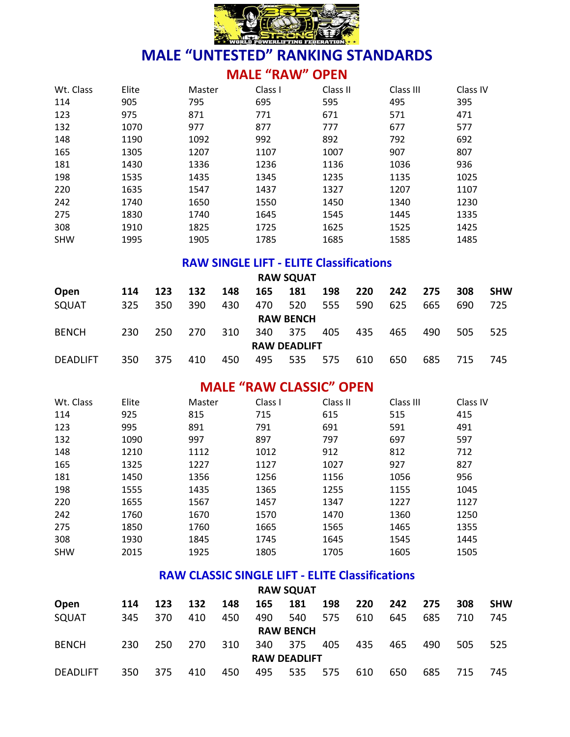# MALE "UNTESTED" RANKING STANDARDS

## MALE "RAW" OPEN

| Wt. Class | Elite | Master | Class I | Class II | Class III | Class IV |
|---|---|---|---|---|---|---|
| 114 | 905 | 795 | 695 | 595 | 495 | 395 |
| 123 | 975 | 871 | 771 | 671 | 571 | 471 |
| 132 | 1070 | 977 | 877 | 777 | 677 | 577 |
| 148 | 1190 | 1092 | 992 | 892 | 792 | 692 |
| 165 | 1305 | 1207 | 1107 | 1007 | 907 | 807 |
| 181 | 1430 | 1336 | 1236 | 1136 | 1036 | 936 |
| 198 | 1535 | 1435 | 1345 | 1235 | 1135 | 1025 |
| 220 | 1635 | 1547 | 1437 | 1327 | 1207 | 1107 |
| 242 | 1740 | 1650 | 1550 | 1450 | 1340 | 1230 |
| 275 | 1830 | 1740 | 1645 | 1545 | 1445 | 1335 |
| 308 | 1910 | 1825 | 1725 | 1625 | 1525 | 1425 |
| SHW | 1995 | 1905 | 1785 | 1685 | 1585 | 1485 |

## RAW SINGLE LIFT - ELITE Classifications

| Open | 114 | 123 | 132 | 148 | 165 | 181 | 198 | 220 | 242 | 275 | 308 | SHW |
|---|---|---|---|---|---|---|---|---|---|---|---|---|
| **RAW SQUAT** | | | | | | | | | | | | |
| SQUAT | 325 | 350 | 390 | 430 | 470 | 520 | 555 | 590 | 625 | 665 | 690 | 725 |
| **RAW BENCH** | | | | | | | | | | | | |
| BENCH | 230 | 250 | 270 | 310 | 340 | 375 | 405 | 435 | 465 | 490 | 505 | 525 |
| **RAW DEADLIFT** | | | | | | | | | | | | |
| DEADLIFT | 350 | 375 | 410 | 450 | 495 | 535 | 575 | 610 | 650 | 685 | 715 | 745 |

## MALE "RAW CLASSIC" OPEN

| Wt. Class | Elite | Master | Class I | Class II | Class III | Class IV |
|---|---|---|---|---|---|---|
| 114 | 925 | 815 | 715 | 615 | 515 | 415 |
| 123 | 995 | 891 | 791 | 691 | 591 | 491 |
| 132 | 1090 | 997 | 897 | 797 | 697 | 597 |
| 148 | 1210 | 1112 | 1012 | 912 | 812 | 712 |
| 165 | 1325 | 1227 | 1127 | 1027 | 927 | 827 |
| 181 | 1450 | 1356 | 1256 | 1156 | 1056 | 956 |
| 198 | 1555 | 1435 | 1365 | 1255 | 1155 | 1045 |
| 220 | 1655 | 1567 | 1457 | 1347 | 1227 | 1127 |
| 242 | 1760 | 1670 | 1570 | 1470 | 1360 | 1250 |
| 275 | 1850 | 1760 | 1665 | 1565 | 1465 | 1355 |
| 308 | 1930 | 1845 | 1745 | 1645 | 1545 | 1445 |
| SHW | 2015 | 1925 | 1805 | 1705 | 1605 | 1505 |

## RAW CLASSIC SINGLE LIFT - ELITE Classifications

| Open | 114 | 123 | 132 | 148 | 165 | 181 | 198 | 220 | 242 | 275 | 308 | SHW |
|---|---|---|---|---|---|---|---|---|---|---|---|---|
| **RAW SQUAT** | | | | | | | | | | | | |
| SQUAT | 345 | 370 | 410 | 450 | 490 | 540 | 575 | 610 | 645 | 685 | 710 | 745 |
| **RAW BENCH** | | | | | | | | | | | | |
| BENCH | 230 | 250 | 270 | 310 | 340 | 375 | 405 | 435 | 465 | 490 | 505 | 525 |
| **RAW DEADLIFT** | | | | | | | | | | | | |
| DEADLIFT | 350 | 375 | 410 | 450 | 495 | 535 | 575 | 610 | 650 | 685 | 715 | 745 |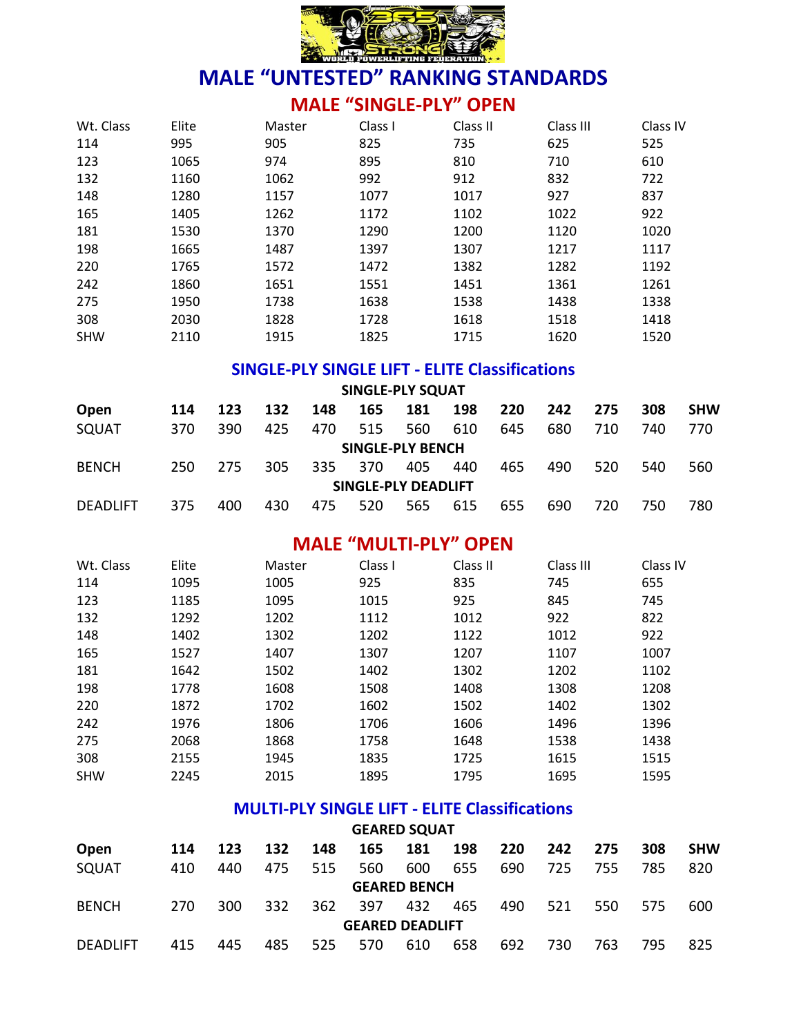# MALE “UNTESTED” RANKING STANDARDS

## MALE “SINGLE-PLY” OPEN

| Wt. Class | Elite | Master | Class I | Class II | Class III | Class IV |
|---|---|---|---|---|---|---|
| 114 | 995 | 905 | 825 | 735 | 625 | 525 |
| 123 | 1065 | 974 | 895 | 810 | 710 | 610 |
| 132 | 1160 | 1062 | 992 | 912 | 832 | 722 |
| 148 | 1280 | 1157 | 1077 | 1017 | 927 | 837 |
| 165 | 1405 | 1262 | 1172 | 1102 | 1022 | 922 |
| 181 | 1530 | 1370 | 1290 | 1200 | 1120 | 1020 |
| 198 | 1665 | 1487 | 1397 | 1307 | 1217 | 1117 |
| 220 | 1765 | 1572 | 1472 | 1382 | 1282 | 1192 |
| 242 | 1860 | 1651 | 1551 | 1451 | 1361 | 1261 |
| 275 | 1950 | 1738 | 1638 | 1538 | 1438 | 1338 |
| 308 | 2030 | 1828 | 1728 | 1618 | 1518 | 1418 |
| SHW | 2110 | 1915 | 1825 | 1715 | 1620 | 1520 |

### SINGLE-PLY SINGLE LIFT - ELITE Classifications

| Open | 114 | 123 | 132 | 148 | 165 | 181 | 198 | 220 | 242 | 275 | 308 | SHW |
|---|---|---|---|---|---|---|---|---|---|---|---|---|
| **SINGLE-PLY SQUAT** | | | | | | | | | | | | |
| SQUAT | 370 | 390 | 425 | 470 | 515 | 560 | 610 | 645 | 680 | 710 | 740 | 770 |
| **SINGLE-PLY BENCH** | | | | | | | | | | | | |
| BENCH | 250 | 275 | 305 | 335 | 370 | 405 | 440 | 465 | 490 | 520 | 540 | 560 |
| **SINGLE-PLY DEADLIFT** | | | | | | | | | | | | |
| DEADLIFT | 375 | 400 | 430 | 475 | 520 | 565 | 615 | 655 | 690 | 720 | 750 | 780 |

## MALE “MULTI-PLY” OPEN

| Wt. Class | Elite | Master | Class I | Class II | Class III | Class IV |
|---|---|---|---|---|---|---|
| 114 | 1095 | 1005 | 925 | 835 | 745 | 655 |
| 123 | 1185 | 1095 | 1015 | 925 | 845 | 745 |
| 132 | 1292 | 1202 | 1112 | 1012 | 922 | 822 |
| 148 | 1402 | 1302 | 1202 | 1122 | 1012 | 922 |
| 165 | 1527 | 1407 | 1307 | 1207 | 1107 | 1007 |
| 181 | 1642 | 1502 | 1402 | 1302 | 1202 | 1102 |
| 198 | 1778 | 1608 | 1508 | 1408 | 1308 | 1208 |
| 220 | 1872 | 1702 | 1602 | 1502 | 1402 | 1302 |
| 242 | 1976 | 1806 | 1706 | 1606 | 1496 | 1396 |
| 275 | 2068 | 1868 | 1758 | 1648 | 1538 | 1438 |
| 308 | 2155 | 1945 | 1835 | 1725 | 1615 | 1515 |
| SHW | 2245 | 2015 | 1895 | 1795 | 1695 | 1595 |

### MULTI-PLY SINGLE LIFT - ELITE Classifications

| Open | 114 | 123 | 132 | 148 | 165 | 181 | 198 | 220 | 242 | 275 | 308 | SHW |
|---|---|---|---|---|---|---|---|---|---|---|---|---|
| **GEARED SQUAT** | | | | | | | | | | | | |
| SQUAT | 410 | 440 | 475 | 515 | 560 | 600 | 655 | 690 | 725 | 755 | 785 | 820 |
| **GEARED BENCH** | | | | | | | | | | | | |
| BENCH | 270 | 300 | 332 | 362 | 397 | 432 | 465 | 490 | 521 | 550 | 575 | 600 |
| **GEARED DEADLIFT** | | | | | | | | | | | | |
| DEADLIFT | 415 | 445 | 485 | 525 | 570 | 610 | 658 | 692 | 730 | 763 | 795 | 825 |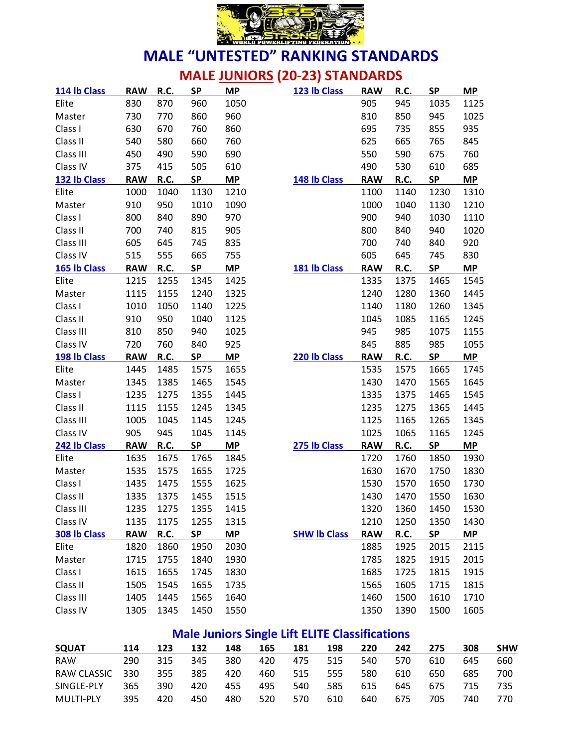# MALE "UNTESTED" RANKING STANDARDS

## MALE JUNIORS (20-23) STANDARDS

| 114 lb Class | RAW | R.C. | SP | MP | 123 lb Class | RAW | R.C. | SP | MP |
|---|---|---|---|---|---|---|---|---|---|
| Elite | 830 | 870 | 960 | 1050 | | 905 | 945 | 1035 | 1125 |
| Master | 730 | 770 | 860 | 960 | | 810 | 850 | 945 | 1025 |
| Class I | 630 | 670 | 760 | 860 | | 695 | 735 | 855 | 935 |
| Class II | 540 | 580 | 660 | 760 | | 625 | 665 | 765 | 845 |
| Class III | 450 | 490 | 590 | 690 | | 550 | 590 | 675 | 760 |
| Class IV | 375 | 415 | 505 | 610 | | 490 | 530 | 610 | 685 |
| **132 lb Class** | **RAW** | **R.C.** | **SP** | **MP** | **148 lb Class** | **RAW** | **R.C.** | **SP** | **MP** |
| Elite | 1000 | 1040 | 1130 | 1210 | | 1100 | 1140 | 1230 | 1310 |
| Master | 910 | 950 | 1010 | 1090 | | 1000 | 1040 | 1130 | 1210 |
| Class I | 800 | 840 | 890 | 970 | | 900 | 940 | 1030 | 1110 |
| Class II | 700 | 740 | 815 | 905 | | 800 | 840 | 940 | 1020 |
| Class III | 605 | 645 | 745 | 835 | | 700 | 740 | 840 | 920 |
| Class IV | 515 | 555 | 665 | 755 | | 605 | 645 | 745 | 830 |
| **165 lb Class** | **RAW** | **R.C.** | **SP** | **MP** | **181 lb Class** | **RAW** | **R.C.** | **SP** | **MP** |
| Elite | 1215 | 1255 | 1345 | 1425 | | 1335 | 1375 | 1465 | 1545 |
| Master | 1115 | 1155 | 1240 | 1325 | | 1240 | 1280 | 1360 | 1445 |
| Class I | 1010 | 1050 | 1140 | 1225 | | 1140 | 1180 | 1260 | 1345 |
| Class II | 910 | 950 | 1040 | 1125 | | 1045 | 1085 | 1165 | 1245 |
| Class III | 810 | 850 | 940 | 1025 | | 945 | 985 | 1075 | 1155 |
| Class IV | 720 | 760 | 840 | 925 | | 845 | 885 | 985 | 1055 |
| **198 lb Class** | **RAW** | **R.C.** | **SP** | **MP** | **220 lb Class** | **RAW** | **R.C.** | **SP** | **MP** |
| Elite | 1445 | 1485 | 1575 | 1655 | | 1535 | 1575 | 1665 | 1745 |
| Master | 1345 | 1385 | 1465 | 1545 | | 1430 | 1470 | 1565 | 1645 |
| Class I | 1235 | 1275 | 1355 | 1445 | | 1335 | 1375 | 1465 | 1545 |
| Class II | 1115 | 1155 | 1245 | 1345 | | 1235 | 1275 | 1365 | 1445 |
| Class III | 1005 | 1045 | 1145 | 1245 | | 1125 | 1165 | 1265 | 1345 |
| Class IV | 905 | 945 | 1045 | 1145 | | 1025 | 1065 | 1165 | 1245 |
| **242 lb Class** | **RAW** | **R.C.** | **SP** | **MP** | **275 lb Class** | **RAW** | **R.C.** | **SP** | **MP** |
| Elite | 1635 | 1675 | 1765 | 1845 | | 1720 | 1760 | 1850 | 1930 |
| Master | 1535 | 1575 | 1655 | 1725 | | 1630 | 1670 | 1750 | 1830 |
| Class I | 1435 | 1475 | 1555 | 1625 | | 1530 | 1570 | 1650 | 1730 |
| Class II | 1335 | 1375 | 1455 | 1515 | | 1430 | 1470 | 1550 | 1630 |
| Class III | 1235 | 1275 | 1355 | 1415 | | 1320 | 1360 | 1450 | 1530 |
| Class IV | 1135 | 1175 | 1255 | 1315 | | 1210 | 1250 | 1350 | 1430 |
| **308 lb Class** | **RAW** | **R.C.** | **SP** | **MP** | **SHW lb Class** | **RAW** | **R.C.** | **SP** | **MP** |
| Elite | 1820 | 1860 | 1950 | 2030 | | 1885 | 1925 | 2015 | 2115 |
| Master | 1715 | 1755 | 1840 | 1930 | | 1785 | 1825 | 1915 | 2015 |
| Class I | 1615 | 1655 | 1745 | 1830 | | 1685 | 1725 | 1815 | 1915 |
| Class II | 1505 | 1545 | 1655 | 1735 | | 1565 | 1605 | 1715 | 1815 |
| Class III | 1405 | 1445 | 1565 | 1640 | | 1460 | 1500 | 1610 | 1710 |
| Class IV | 1305 | 1345 | 1450 | 1550 | | 1350 | 1390 | 1500 | 1605 |

## Male Juniors Single Lift ELITE Classifications

| SQUAT | 114 | 123 | 132 | 148 | 165 | 181 | 198 | 220 | 242 | 275 | 308 | SHW |
|---|---|---|---|---|---|---|---|---|---|---|---|---|
| RAW | 290 | 315 | 345 | 380 | 420 | 475 | 515 | 540 | 570 | 610 | 645 | 660 |
| RAW CLASSIC | 330 | 355 | 385 | 420 | 460 | 515 | 555 | 580 | 610 | 650 | 685 | 700 |
| SINGLE-PLY | 365 | 390 | 420 | 455 | 495 | 540 | 585 | 615 | 645 | 675 | 715 | 735 |
| MULTI-PLY | 395 | 420 | 450 | 480 | 520 | 570 | 610 | 640 | 675 | 705 | 740 | 770 |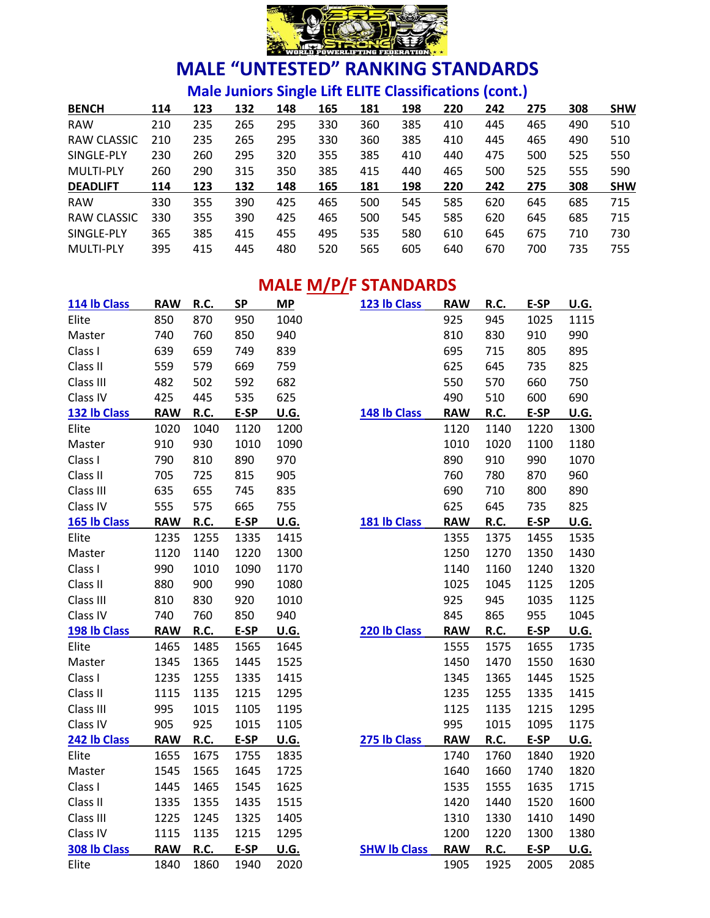# MALE "UNTESTED" RANKING STANDARDS

## Male Juniors Single Lift ELITE Classifications (cont.)

| BENCH | 114 | 123 | 132 | 148 | 165 | 181 | 198 | 220 | 242 | 275 | 308 | SHW |
|---|---|---|---|---|---|---|---|---|---|---|---|---|
| RAW | 210 | 235 | 265 | 295 | 330 | 360 | 385 | 410 | 445 | 465 | 490 | 510 |
| RAW CLASSIC | 210 | 235 | 265 | 295 | 330 | 360 | 385 | 410 | 445 | 465 | 490 | 510 |
| SINGLE-PLY | 230 | 260 | 295 | 320 | 355 | 385 | 410 | 440 | 475 | 500 | 525 | 550 |
| MULTI-PLY | 260 | 290 | 315 | 350 | 385 | 415 | 440 | 465 | 500 | 525 | 555 | 590 |
| **DEADLIFT** | **114** | **123** | **132** | **148** | **165** | **181** | **198** | **220** | **242** | **275** | **308** | **SHW** |
| RAW | 330 | 355 | 390 | 425 | 465 | 500 | 545 | 585 | 620 | 645 | 685 | 715 |
| RAW CLASSIC | 330 | 355 | 390 | 425 | 465 | 500 | 545 | 585 | 620 | 645 | 685 | 715 |
| SINGLE-PLY | 365 | 385 | 415 | 455 | 495 | 535 | 580 | 610 | 645 | 675 | 710 | 730 |
| MULTI-PLY | 395 | 415 | 445 | 480 | 520 | 565 | 605 | 640 | 670 | 700 | 735 | 755 |

## MALE M/P/F STANDARDS

| 114 lb Class | RAW | R.C. | SP | MP | 123 lb Class | RAW | R.C. | E-SP | U.G. |
|---|---|---|---|---|---|---|---|---|---|
| Elite | 850 | 870 | 950 | 1040 | | 925 | 945 | 1025 | 1115 |
| Master | 740 | 760 | 850 | 940 | | 810 | 830 | 910 | 990 |
| Class I | 639 | 659 | 749 | 839 | | 695 | 715 | 805 | 895 |
| Class II | 559 | 579 | 669 | 759 | | 625 | 645 | 735 | 825 |
| Class III | 482 | 502 | 592 | 682 | | 550 | 570 | 660 | 750 |
| Class IV | 425 | 445 | 535 | 625 | | 490 | 510 | 600 | 690 |
| **132 lb Class** | **RAW** | **R.C.** | **E-SP** | **U.G.** | **148 lb Class** | **RAW** | **R.C.** | **E-SP** | **U.G.** |
| Elite | 1020 | 1040 | 1120 | 1200 | | 1120 | 1140 | 1220 | 1300 |
| Master | 910 | 930 | 1010 | 1090 | | 1010 | 1020 | 1100 | 1180 |
| Class I | 790 | 810 | 890 | 970 | | 890 | 910 | 990 | 1070 |
| Class II | 705 | 725 | 815 | 905 | | 760 | 780 | 870 | 960 |
| Class III | 635 | 655 | 745 | 835 | | 690 | 710 | 800 | 890 |
| Class IV | 555 | 575 | 665 | 755 | | 625 | 645 | 735 | 825 |
| **165 lb Class** | **RAW** | **R.C.** | **E-SP** | **U.G.** | **181 lb Class** | **RAW** | **R.C.** | **E-SP** | **U.G.** |
| Elite | 1235 | 1255 | 1335 | 1415 | | 1355 | 1375 | 1455 | 1535 |
| Master | 1120 | 1140 | 1220 | 1300 | | 1250 | 1270 | 1350 | 1430 |
| Class I | 990 | 1010 | 1090 | 1170 | | 1140 | 1160 | 1240 | 1320 |
| Class II | 880 | 900 | 990 | 1080 | | 1025 | 1045 | 1125 | 1205 |
| Class III | 810 | 830 | 920 | 1010 | | 925 | 945 | 1035 | 1125 |
| Class IV | 740 | 760 | 850 | 940 | | 845 | 865 | 955 | 1045 |
| **198 lb Class** | **RAW** | **R.C.** | **E-SP** | **U.G.** | **220 lb Class** | **RAW** | **R.C.** | **E-SP** | **U.G.** |
| Elite | 1465 | 1485 | 1565 | 1645 | | 1555 | 1575 | 1655 | 1735 |
| Master | 1345 | 1365 | 1445 | 1525 | | 1450 | 1470 | 1550 | 1630 |
| Class I | 1235 | 1255 | 1335 | 1415 | | 1345 | 1365 | 1445 | 1525 |
| Class II | 1115 | 1135 | 1215 | 1295 | | 1235 | 1255 | 1335 | 1415 |
| Class III | 995 | 1015 | 1105 | 1195 | | 1125 | 1135 | 1215 | 1295 |
| Class IV | 905 | 925 | 1015 | 1105 | | 995 | 1015 | 1095 | 1175 |
| **242 lb Class** | **RAW** | **R.C.** | **E-SP** | **U.G.** | **275 lb Class** | **RAW** | **R.C.** | **E-SP** | **U.G.** |
| Elite | 1655 | 1675 | 1755 | 1835 | | 1740 | 1760 | 1840 | 1920 |
| Master | 1545 | 1565 | 1645 | 1725 | | 1640 | 1660 | 1740 | 1820 |
| Class I | 1445 | 1465 | 1545 | 1625 | | 1535 | 1555 | 1635 | 1715 |
| Class II | 1335 | 1355 | 1435 | 1515 | | 1420 | 1440 | 1520 | 1600 |
| Class III | 1225 | 1245 | 1325 | 1405 | | 1310 | 1330 | 1410 | 1490 |
| Class IV | 1115 | 1135 | 1215 | 1295 | | 1200 | 1220 | 1300 | 1380 |
| **308 lb Class** | **RAW** | **R.C.** | **E-SP** | **U.G.** | **SHW lb Class** | **RAW** | **R.C.** | **E-SP** | **U.G.** |
| Elite | 1840 | 1860 | 1940 | 2020 | | 1905 | 1925 | 2005 | 2085 |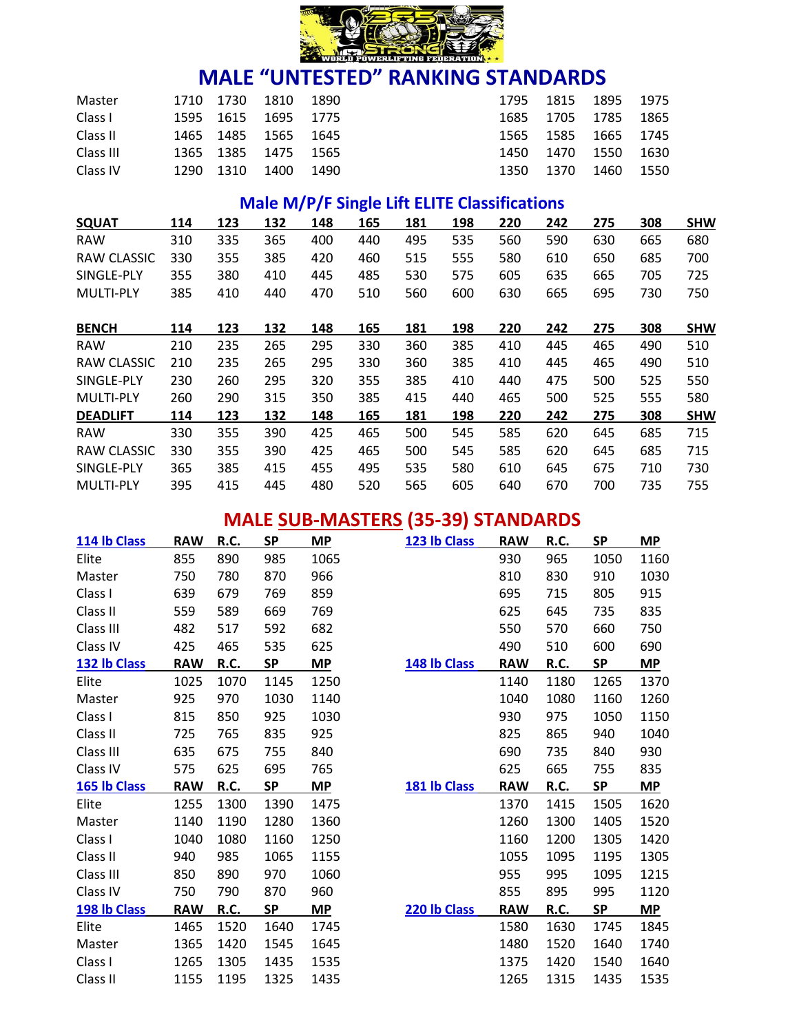# MALE "UNTESTED" RANKING STANDARDS

| | | | | | | | | |
|---|---|---|---|---|---|---|---|---|
| Master | 1710 | 1730 | 1810 | 1890 | 1795 | 1815 | 1895 | 1975 |
| Class I | 1595 | 1615 | 1695 | 1775 | 1685 | 1705 | 1785 | 1865 |
| Class II | 1465 | 1485 | 1565 | 1645 | 1565 | 1585 | 1665 | 1745 |
| Class III | 1365 | 1385 | 1475 | 1565 | 1450 | 1470 | 1550 | 1630 |
| Class IV | 1290 | 1310 | 1400 | 1490 | 1350 | 1370 | 1460 | 1550 |

## Male M/P/F Single Lift ELITE Classifications

| **SQUAT** | **114** | **123** | **132** | **148** | **165** | **181** | **198** | **220** | **242** | **275** | **308** | **SHW** |
|---|---|---|---|---|---|---|---|---|---|---|---|---|
| RAW | 310 | 335 | 365 | 400 | 440 | 495 | 535 | 560 | 590 | 630 | 665 | 680 |
| RAW CLASSIC | 330 | 355 | 385 | 420 | 460 | 515 | 555 | 580 | 610 | 650 | 685 | 700 |
| SINGLE-PLY | 355 | 380 | 410 | 445 | 485 | 530 | 575 | 605 | 635 | 665 | 705 | 725 |
| MULTI-PLY | 385 | 410 | 440 | 470 | 510 | 560 | 600 | 630 | 665 | 695 | 730 | 750 |

| **BENCH** | **114** | **123** | **132** | **148** | **165** | **181** | **198** | **220** | **242** | **275** | **308** | **SHW** |
|---|---|---|---|---|---|---|---|---|---|---|---|---|
| RAW | 210 | 235 | 265 | 295 | 330 | 360 | 385 | 410 | 445 | 465 | 490 | 510 |
| RAW CLASSIC | 210 | 235 | 265 | 295 | 330 | 360 | 385 | 410 | 445 | 465 | 490 | 510 |
| SINGLE-PLY | 230 | 260 | 295 | 320 | 355 | 385 | 410 | 440 | 475 | 500 | 525 | 550 |
| MULTI-PLY | 260 | 290 | 315 | 350 | 385 | 415 | 440 | 465 | 500 | 525 | 555 | 580 |

| **DEADLIFT** | **114** | **123** | **132** | **148** | **165** | **181** | **198** | **220** | **242** | **275** | **308** | **SHW** |
|---|---|---|---|---|---|---|---|---|---|---|---|---|
| RAW | 330 | 355 | 390 | 425 | 465 | 500 | 545 | 585 | 620 | 645 | 685 | 715 |
| RAW CLASSIC | 330 | 355 | 390 | 425 | 465 | 500 | 545 | 585 | 620 | 645 | 685 | 715 |
| SINGLE-PLY | 365 | 385 | 415 | 455 | 495 | 535 | 580 | 610 | 645 | 675 | 710 | 730 |
| MULTI-PLY | 395 | 415 | 445 | 480 | 520 | 565 | 605 | 640 | 670 | 700 | 735 | 755 |

## MALE SUB-MASTERS (35-39) STANDARDS

| **114 lb Class** | **RAW** | **R.C.** | **SP** | **MP** | **123 lb Class** | **RAW** | **R.C.** | **SP** | **MP** |
|---|---|---|---|---|---|---|---|---|---|
| Elite | 855 | 890 | 985 | 1065 | | 930 | 965 | 1050 | 1160 |
| Master | 750 | 780 | 870 | 966 | | 810 | 830 | 910 | 1030 |
| Class I | 639 | 679 | 769 | 859 | | 695 | 715 | 805 | 915 |
| Class II | 559 | 589 | 669 | 769 | | 625 | 645 | 735 | 835 |
| Class III | 482 | 517 | 592 | 682 | | 550 | 570 | 660 | 750 |
| Class IV | 425 | 465 | 535 | 625 | | 490 | 510 | 600 | 690 |
| **132 lb Class** | **RAW** | **R.C.** | **SP** | **MP** | **148 lb Class** | **RAW** | **R.C.** | **SP** | **MP** |
| Elite | 1025 | 1070 | 1145 | 1250 | | 1140 | 1180 | 1265 | 1370 |
| Master | 925 | 970 | 1030 | 1140 | | 1040 | 1080 | 1160 | 1260 |
| Class I | 815 | 850 | 925 | 1030 | | 930 | 975 | 1050 | 1150 |
| Class II | 725 | 765 | 835 | 925 | | 825 | 865 | 940 | 1040 |
| Class III | 635 | 675 | 755 | 840 | | 690 | 735 | 840 | 930 |
| Class IV | 575 | 625 | 695 | 765 | | 625 | 665 | 755 | 835 |
| **165 lb Class** | **RAW** | **R.C.** | **SP** | **MP** | **181 lb Class** | **RAW** | **R.C.** | **SP** | **MP** |
| Elite | 1255 | 1300 | 1390 | 1475 | | 1370 | 1415 | 1505 | 1620 |
| Master | 1140 | 1190 | 1280 | 1360 | | 1260 | 1300 | 1405 | 1520 |
| Class I | 1040 | 1080 | 1160 | 1250 | | 1160 | 1200 | 1305 | 1420 |
| Class II | 940 | 985 | 1065 | 1155 | | 1055 | 1095 | 1195 | 1305 |
| Class III | 850 | 890 | 970 | 1060 | | 955 | 995 | 1095 | 1215 |
| Class IV | 750 | 790 | 870 | 960 | | 855 | 895 | 995 | 1120 |
| **198 lb Class** | **RAW** | **R.C.** | **SP** | **MP** | **220 lb Class** | **RAW** | **R.C.** | **SP** | **MP** |
| Elite | 1465 | 1520 | 1640 | 1745 | | 1580 | 1630 | 1745 | 1845 |
| Master | 1365 | 1420 | 1545 | 1645 | | 1480 | 1520 | 1640 | 1740 |
| Class I | 1265 | 1305 | 1435 | 1535 | | 1375 | 1420 | 1540 | 1640 |
| Class II | 1155 | 1195 | 1325 | 1435 | | 1265 | 1315 | 1435 | 1535 |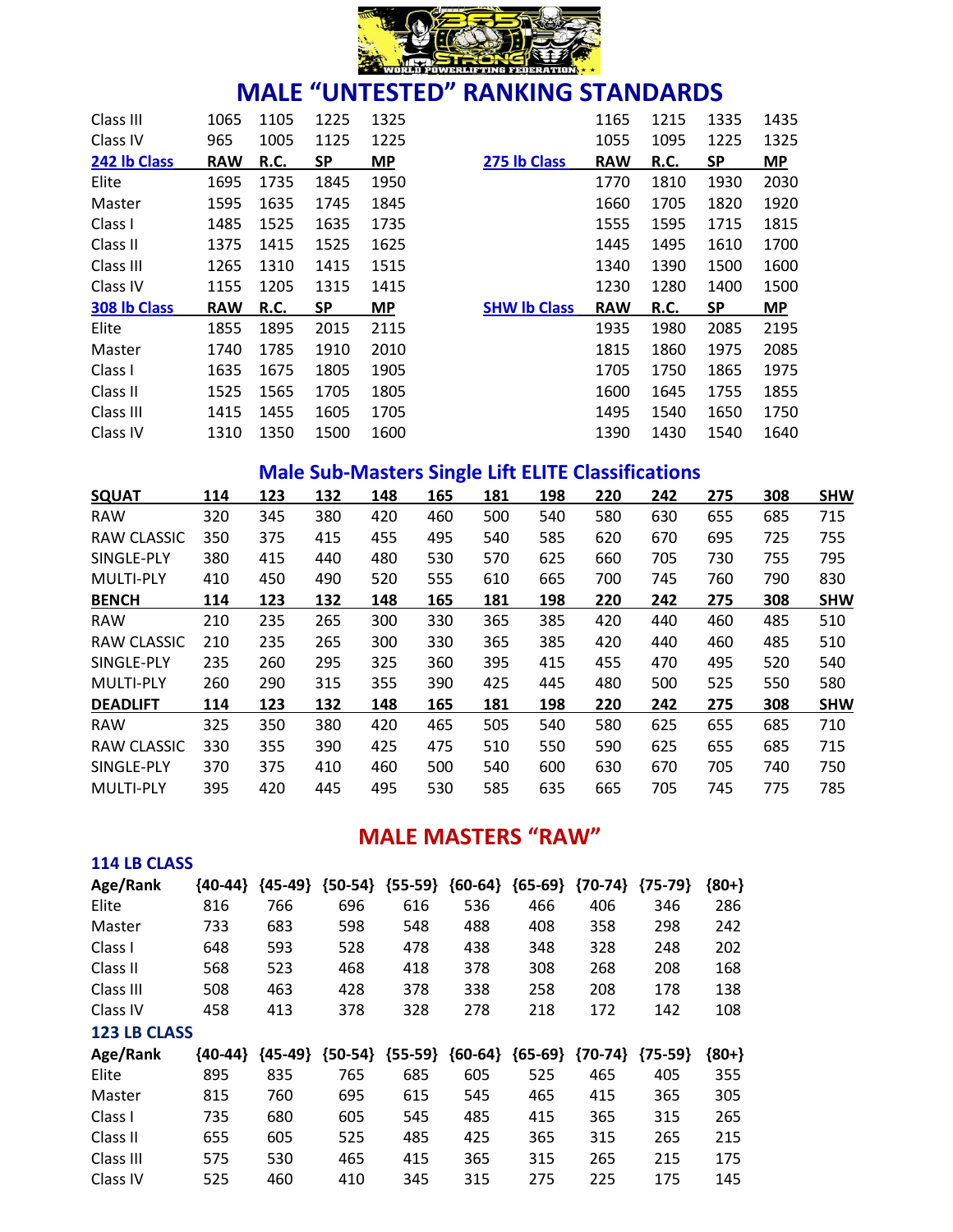# MALE "UNTESTED" RANKING STANDARDS

| | | | | | | | | | |
|---|---|---|---|---|---|---|---|---|---|
| Class III | 1065 | 1105 | 1225 | 1325 | | 1165 | 1215 | 1335 | 1435 |
| Class IV | 965 | 1005 | 1125 | 1225 | | 1055 | 1095 | 1225 | 1325 |
| **242 lb Class** | **RAW** | **R.C.** | **SP** | **MP** | **275 lb Class** | **RAW** | **R.C.** | **SP** | **MP** |
| Elite | 1695 | 1735 | 1845 | 1950 | | 1770 | 1810 | 1930 | 2030 |
| Master | 1595 | 1635 | 1745 | 1845 | | 1660 | 1705 | 1820 | 1920 |
| Class I | 1485 | 1525 | 1635 | 1735 | | 1555 | 1595 | 1715 | 1815 |
| Class II | 1375 | 1415 | 1525 | 1625 | | 1445 | 1495 | 1610 | 1700 |
| Class III | 1265 | 1310 | 1415 | 1515 | | 1340 | 1390 | 1500 | 1600 |
| Class IV | 1155 | 1205 | 1315 | 1415 | | 1230 | 1280 | 1400 | 1500 |
| **308 lb Class** | **RAW** | **R.C.** | **SP** | **MP** | **SHW lb Class** | **RAW** | **R.C.** | **SP** | **MP** |
| Elite | 1855 | 1895 | 2015 | 2115 | | 1935 | 1980 | 2085 | 2195 |
| Master | 1740 | 1785 | 1910 | 2010 | | 1815 | 1860 | 1975 | 2085 |
| Class I | 1635 | 1675 | 1805 | 1905 | | 1705 | 1750 | 1865 | 1975 |
| Class II | 1525 | 1565 | 1705 | 1805 | | 1600 | 1645 | 1755 | 1855 |
| Class III | 1415 | 1455 | 1605 | 1705 | | 1495 | 1540 | 1650 | 1750 |
| Class IV | 1310 | 1350 | 1500 | 1600 | | 1390 | 1430 | 1540 | 1640 |

## Male Sub-Masters Single Lift ELITE Classifications

| **SQUAT** | **114** | **123** | **132** | **148** | **165** | **181** | **198** | **220** | **242** | **275** | **308** | **SHW** |
|---|---|---|---|---|---|---|---|---|---|---|---|---|
| RAW | 320 | 345 | 380 | 420 | 460 | 500 | 540 | 580 | 630 | 655 | 685 | 715 |
| RAW CLASSIC | 350 | 375 | 415 | 455 | 495 | 540 | 585 | 620 | 670 | 695 | 725 | 755 |
| SINGLE-PLY | 380 | 415 | 440 | 480 | 530 | 570 | 625 | 660 | 705 | 730 | 755 | 795 |
| MULTI-PLY | 410 | 450 | 490 | 520 | 555 | 610 | 665 | 700 | 745 | 760 | 790 | 830 |
| **BENCH** | **114** | **123** | **132** | **148** | **165** | **181** | **198** | **220** | **242** | **275** | **308** | **SHW** |
| RAW | 210 | 235 | 265 | 300 | 330 | 365 | 385 | 420 | 440 | 460 | 485 | 510 |
| RAW CLASSIC | 210 | 235 | 265 | 300 | 330 | 365 | 385 | 420 | 440 | 460 | 485 | 510 |
| SINGLE-PLY | 235 | 260 | 295 | 325 | 360 | 395 | 415 | 455 | 470 | 495 | 520 | 540 |
| MULTI-PLY | 260 | 290 | 315 | 355 | 390 | 425 | 445 | 480 | 500 | 525 | 550 | 580 |
| **DEADLIFT** | **114** | **123** | **132** | **148** | **165** | **181** | **198** | **220** | **242** | **275** | **308** | **SHW** |
| RAW | 325 | 350 | 380 | 420 | 465 | 505 | 540 | 580 | 625 | 655 | 685 | 710 |
| RAW CLASSIC | 330 | 355 | 390 | 425 | 475 | 510 | 550 | 590 | 625 | 655 | 685 | 715 |
| SINGLE-PLY | 370 | 375 | 410 | 460 | 500 | 540 | 600 | 630 | 670 | 705 | 740 | 750 |
| MULTI-PLY | 395 | 420 | 445 | 495 | 530 | 585 | 635 | 665 | 705 | 745 | 775 | 785 |

## MALE MASTERS "RAW"

### 114 LB CLASS

| Age/Rank | {40-44} | {45-49} | {50-54} | {55-59} | {60-64} | {65-69} | {70-74} | {75-79} | {80+} |
|---|---|---|---|---|---|---|---|---|---|
| Elite | 816 | 766 | 696 | 616 | 536 | 466 | 406 | 346 | 286 |
| Master | 733 | 683 | 598 | 548 | 488 | 408 | 358 | 298 | 242 |
| Class I | 648 | 593 | 528 | 478 | 438 | 348 | 328 | 248 | 202 |
| Class II | 568 | 523 | 468 | 418 | 378 | 308 | 268 | 208 | 168 |
| Class III | 508 | 463 | 428 | 378 | 338 | 258 | 208 | 178 | 138 |
| Class IV | 458 | 413 | 378 | 328 | 278 | 218 | 172 | 142 | 108 |

### 123 LB CLASS

| Age/Rank | {40-44} | {45-49} | {50-54} | {55-59} | {60-64} | {65-69} | {70-74} | {75-59} | {80+} |
|---|---|---|---|---|---|---|---|---|---|
| Elite | 895 | 835 | 765 | 685 | 605 | 525 | 465 | 405 | 355 |
| Master | 815 | 760 | 695 | 615 | 545 | 465 | 415 | 365 | 305 |
| Class I | 735 | 680 | 605 | 545 | 485 | 415 | 365 | 315 | 265 |
| Class II | 655 | 605 | 525 | 485 | 425 | 365 | 315 | 265 | 215 |
| Class III | 575 | 530 | 465 | 415 | 365 | 315 | 265 | 215 | 175 |
| Class IV | 525 | 460 | 410 | 345 | 315 | 275 | 225 | 175 | 145 |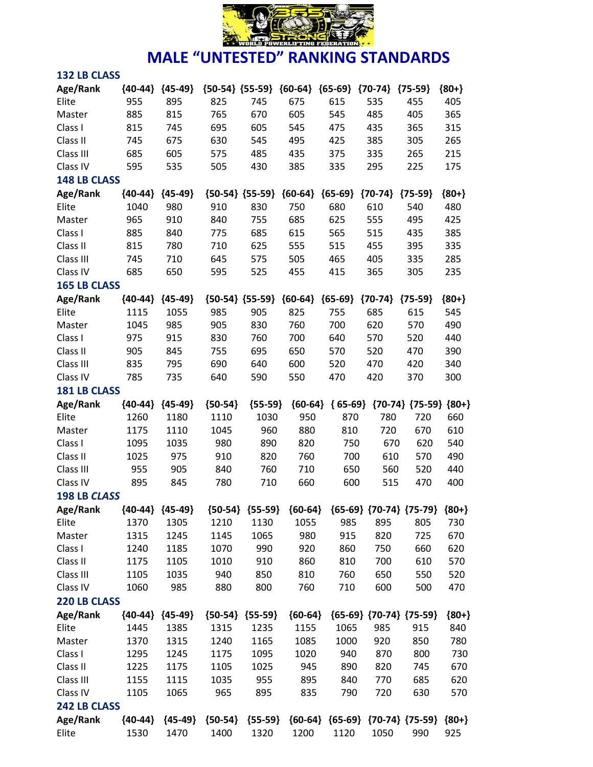# MALE "UNTESTED" RANKING STANDARDS

## 132 LB CLASS

| Age/Rank | {40-44} | {45-49} | {50-54} | {55-59} | {60-64} | {65-69} | {70-74} | {75-59} | {80+} |
|---|---|---|---|---|---|---|---|---|---|
| Elite | 955 | 895 | 825 | 745 | 675 | 615 | 535 | 455 | 405 |
| Master | 885 | 815 | 765 | 670 | 605 | 545 | 485 | 405 | 365 |
| Class I | 815 | 745 | 695 | 605 | 545 | 475 | 435 | 365 | 315 |
| Class II | 745 | 675 | 630 | 545 | 495 | 425 | 385 | 305 | 265 |
| Class III | 685 | 605 | 575 | 485 | 435 | 375 | 335 | 265 | 215 |
| Class IV | 595 | 535 | 505 | 430 | 385 | 335 | 295 | 225 | 175 |

## 148 LB CLASS

| Age/Rank | {40-44} | {45-49} | {50-54} | {55-59} | {60-64} | {65-69} | {70-74} | {75-59} | {80+} |
|---|---|---|---|---|---|---|---|---|---|
| Elite | 1040 | 980 | 910 | 830 | 750 | 680 | 610 | 540 | 480 |
| Master | 965 | 910 | 840 | 755 | 685 | 625 | 555 | 495 | 425 |
| Class I | 885 | 840 | 775 | 685 | 615 | 565 | 515 | 435 | 385 |
| Class II | 815 | 780 | 710 | 625 | 555 | 515 | 455 | 395 | 335 |
| Class III | 745 | 710 | 645 | 575 | 505 | 465 | 405 | 335 | 285 |
| Class IV | 685 | 650 | 595 | 525 | 455 | 415 | 365 | 305 | 235 |

## 165 LB CLASS

| Age/Rank | {40-44} | {45-49} | {50-54} | {55-59} | {60-64} | {65-69} | {70-74} | {75-59} | {80+} |
|---|---|---|---|---|---|---|---|---|---|
| Elite | 1115 | 1055 | 985 | 905 | 825 | 755 | 685 | 615 | 545 |
| Master | 1045 | 985 | 905 | 830 | 760 | 700 | 620 | 570 | 490 |
| Class I | 975 | 915 | 830 | 760 | 700 | 640 | 570 | 520 | 440 |
| Class II | 905 | 845 | 755 | 695 | 650 | 570 | 520 | 470 | 390 |
| Class III | 835 | 795 | 690 | 640 | 600 | 520 | 470 | 420 | 340 |
| Class IV | 785 | 735 | 640 | 590 | 550 | 470 | 420 | 370 | 300 |

## 181 LB CLASS

| Age/Rank | {40-44} | {45-49} | {50-54} | {55-59} | {60-64} | { 65-69} | {70-74} | {75-59} | {80+} |
|---|---|---|---|---|---|---|---|---|---|
| Elite | 1260 | 1180 | 1110 | 1030 | 950 | 870 | 780 | 720 | 660 |
| Master | 1175 | 1110 | 1045 | 960 | 880 | 810 | 720 | 670 | 610 |
| Class I | 1095 | 1035 | 980 | 890 | 820 | 750 | 670 | 620 | 540 |
| Class II | 1025 | 975 | 910 | 820 | 760 | 700 | 610 | 570 | 490 |
| Class III | 955 | 905 | 840 | 760 | 710 | 650 | 560 | 520 | 440 |
| Class IV | 895 | 845 | 780 | 710 | 660 | 600 | 515 | 470 | 400 |

## 198 LB *CLASS*

| Age/Rank | {40-44} | {45-49} | {50-54} | {55-59} | {60-64} | {65-69} | {70-74} | {75-79} | {80+} |
|---|---|---|---|---|---|---|---|---|---|
| Elite | 1370 | 1305 | 1210 | 1130 | 1055 | 985 | 895 | 805 | 730 |
| Master | 1315 | 1245 | 1145 | 1065 | 980 | 915 | 820 | 725 | 670 |
| Class I | 1240 | 1185 | 1070 | 990 | 920 | 860 | 750 | 660 | 620 |
| Class II | 1175 | 1105 | 1010 | 910 | 860 | 810 | 700 | 610 | 570 |
| Class III | 1105 | 1035 | 940 | 850 | 810 | 760 | 650 | 550 | 520 |
| Class IV | 1060 | 985 | 880 | 800 | 760 | 710 | 600 | 500 | 470 |

## 220 LB CLASS

| Age/Rank | {40-44} | {45-49} | {50-54} | {55-59} | {60-64} | {65-69} | {70-74} | {75-59} | {80+} |
|---|---|---|---|---|---|---|---|---|---|
| Elite | 1445 | 1385 | 1315 | 1235 | 1155 | 1065 | 985 | 915 | 840 |
| Master | 1370 | 1315 | 1240 | 1165 | 1085 | 1000 | 920 | 850 | 780 |
| Class I | 1295 | 1245 | 1175 | 1095 | 1020 | 940 | 870 | 800 | 730 |
| Class II | 1225 | 1175 | 1105 | 1025 | 945 | 890 | 820 | 745 | 670 |
| Class III | 1155 | 1115 | 1035 | 955 | 895 | 840 | 770 | 685 | 620 |
| Class IV | 1105 | 1065 | 965 | 895 | 835 | 790 | 720 | 630 | 570 |

## 242 LB CLASS

| Age/Rank | {40-44} | {45-49} | {50-54} | {55-59} | {60-64} | {65-69} | {70-74} | {75-59} | {80+} |
|---|---|---|---|---|---|---|---|---|---|
| Elite | 1530 | 1470 | 1400 | 1320 | 1200 | 1120 | 1050 | 990 | 925 |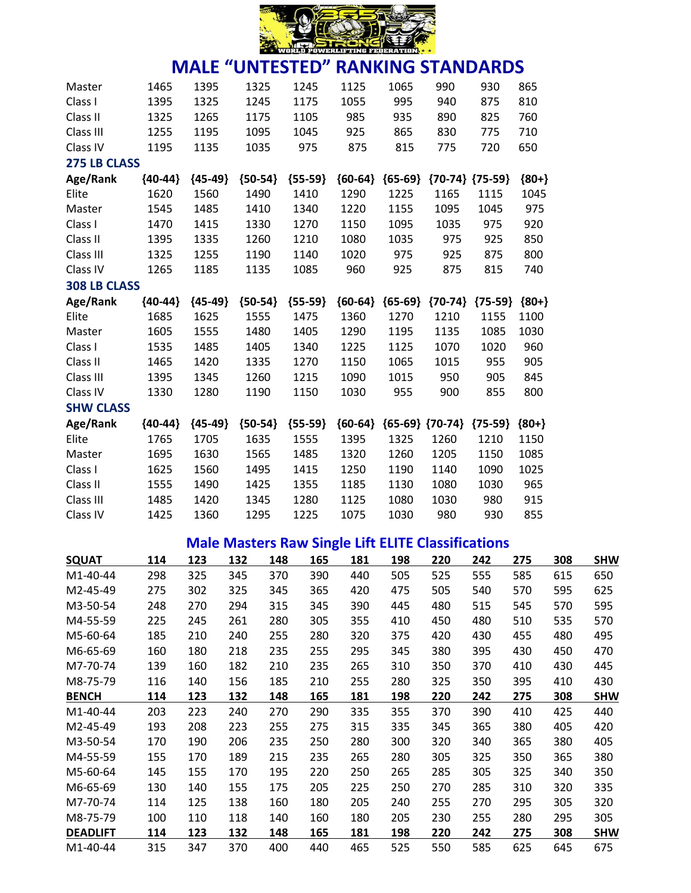# MALE "UNTESTED" RANKING STANDARDS

| | | | | | | | | | |
|---|---|---|---|---|---|---|---|---|---|
| Master | 1465 | 1395 | 1325 | 1245 | 1125 | 1065 | 990 | 930 | 865 |
| Class I | 1395 | 1325 | 1245 | 1175 | 1055 | 995 | 940 | 875 | 810 |
| Class II | 1325 | 1265 | 1175 | 1105 | 985 | 935 | 890 | 825 | 760 |
| Class III | 1255 | 1195 | 1095 | 1045 | 925 | 865 | 830 | 775 | 710 |
| Class IV | 1195 | 1135 | 1035 | 975 | 875 | 815 | 775 | 720 | 650 |

## 275 LB CLASS

| Age/Rank | {40-44} | {45-49} | {50-54} | {55-59} | {60-64} | {65-69} | {70-74} | {75-59} | {80+} |
|---|---|---|---|---|---|---|---|---|---|
| Elite | 1620 | 1560 | 1490 | 1410 | 1290 | 1225 | 1165 | 1115 | 1045 |
| Master | 1545 | 1485 | 1410 | 1340 | 1220 | 1155 | 1095 | 1045 | 975 |
| Class I | 1470 | 1415 | 1330 | 1270 | 1150 | 1095 | 1035 | 975 | 920 |
| Class II | 1395 | 1335 | 1260 | 1210 | 1080 | 1035 | 975 | 925 | 850 |
| Class III | 1325 | 1255 | 1190 | 1140 | 1020 | 975 | 925 | 875 | 800 |
| Class IV | 1265 | 1185 | 1135 | 1085 | 960 | 925 | 875 | 815 | 740 |

## 308 LB CLASS

| Age/Rank | {40-44} | {45-49} | {50-54} | {55-59} | {60-64} | {65-69} | {70-74} | {75-59} | {80+} |
|---|---|---|---|---|---|---|---|---|---|
| Elite | 1685 | 1625 | 1555 | 1475 | 1360 | 1270 | 1210 | 1155 | 1100 |
| Master | 1605 | 1555 | 1480 | 1405 | 1290 | 1195 | 1135 | 1085 | 1030 |
| Class I | 1535 | 1485 | 1405 | 1340 | 1225 | 1125 | 1070 | 1020 | 960 |
| Class II | 1465 | 1420 | 1335 | 1270 | 1150 | 1065 | 1015 | 955 | 905 |
| Class III | 1395 | 1345 | 1260 | 1215 | 1090 | 1015 | 950 | 905 | 845 |
| Class IV | 1330 | 1280 | 1190 | 1150 | 1030 | 955 | 900 | 855 | 800 |

## SHW CLASS

| Age/Rank | {40-44} | {45-49} | {50-54} | {55-59} | {60-64} | {65-69} | {70-74} | {75-59} | {80+} |
|---|---|---|---|---|---|---|---|---|---|
| Elite | 1765 | 1705 | 1635 | 1555 | 1395 | 1325 | 1260 | 1210 | 1150 |
| Master | 1695 | 1630 | 1565 | 1485 | 1320 | 1260 | 1205 | 1150 | 1085 |
| Class I | 1625 | 1560 | 1495 | 1415 | 1250 | 1190 | 1140 | 1090 | 1025 |
| Class II | 1555 | 1490 | 1425 | 1355 | 1185 | 1130 | 1080 | 1030 | 965 |
| Class III | 1485 | 1420 | 1345 | 1280 | 1125 | 1080 | 1030 | 980 | 915 |
| Class IV | 1425 | 1360 | 1295 | 1225 | 1075 | 1030 | 980 | 930 | 855 |

## Male Masters Raw Single Lift ELITE Classifications

| SQUAT | 114 | 123 | 132 | 148 | 165 | 181 | 198 | 220 | 242 | 275 | 308 | SHW |
|---|---|---|---|---|---|---|---|---|---|---|---|---|
| M1-40-44 | 298 | 325 | 345 | 370 | 390 | 440 | 505 | 525 | 555 | 585 | 615 | 650 |
| M2-45-49 | 275 | 302 | 325 | 345 | 365 | 420 | 475 | 505 | 540 | 570 | 595 | 625 |
| M3-50-54 | 248 | 270 | 294 | 315 | 345 | 390 | 445 | 480 | 515 | 545 | 570 | 595 |
| M4-55-59 | 225 | 245 | 261 | 280 | 305 | 355 | 410 | 450 | 480 | 510 | 535 | 570 |
| M5-60-64 | 185 | 210 | 240 | 255 | 280 | 320 | 375 | 420 | 430 | 455 | 480 | 495 |
| M6-65-69 | 160 | 180 | 218 | 235 | 255 | 295 | 345 | 380 | 395 | 430 | 450 | 470 |
| M7-70-74 | 139 | 160 | 182 | 210 | 235 | 265 | 310 | 350 | 370 | 410 | 430 | 445 |
| M8-75-79 | 116 | 140 | 156 | 185 | 210 | 255 | 280 | 325 | 350 | 395 | 410 | 430 |
| **BENCH** | **114** | **123** | **132** | **148** | **165** | **181** | **198** | **220** | **242** | **275** | **308** | **SHW** |
| M1-40-44 | 203 | 223 | 240 | 270 | 290 | 335 | 355 | 370 | 390 | 410 | 425 | 440 |
| M2-45-49 | 193 | 208 | 223 | 255 | 275 | 315 | 335 | 345 | 365 | 380 | 405 | 420 |
| M3-50-54 | 170 | 190 | 206 | 235 | 250 | 280 | 300 | 320 | 340 | 365 | 380 | 405 |
| M4-55-59 | 155 | 170 | 189 | 215 | 235 | 265 | 280 | 305 | 325 | 350 | 365 | 380 |
| M5-60-64 | 145 | 155 | 170 | 195 | 220 | 250 | 265 | 285 | 305 | 325 | 340 | 350 |
| M6-65-69 | 130 | 140 | 155 | 175 | 205 | 225 | 250 | 270 | 285 | 310 | 320 | 335 |
| M7-70-74 | 114 | 125 | 138 | 160 | 180 | 205 | 240 | 255 | 270 | 295 | 305 | 320 |
| M8-75-79 | 100 | 110 | 118 | 140 | 160 | 180 | 205 | 230 | 255 | 280 | 295 | 305 |
| **DEADLIFT** | **114** | **123** | **132** | **148** | **165** | **181** | **198** | **220** | **242** | **275** | **308** | **SHW** |
| M1-40-44 | 315 | 347 | 370 | 400 | 440 | 465 | 525 | 550 | 585 | 625 | 645 | 675 |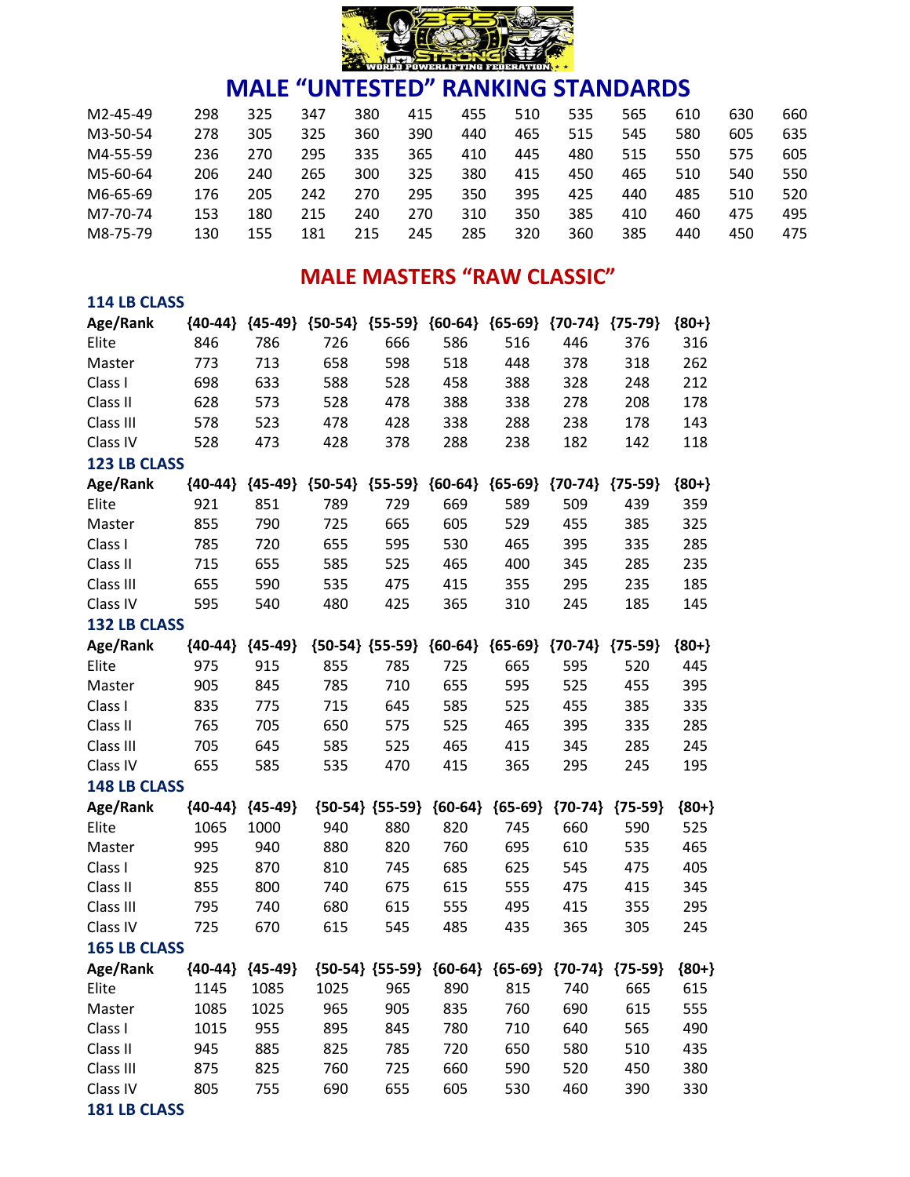# MALE "UNTESTED" RANKING STANDARDS

| | | | | | | | | | | | | |
|---|---|---|---|---|---|---|---|---|---|---|---|---|
| M2-45-49 | 298 | 325 | 347 | 380 | 415 | 455 | 510 | 535 | 565 | 610 | 630 | 660 |
| M3-50-54 | 278 | 305 | 325 | 360 | 390 | 440 | 465 | 515 | 545 | 580 | 605 | 635 |
| M4-55-59 | 236 | 270 | 295 | 335 | 365 | 410 | 445 | 480 | 515 | 550 | 575 | 605 |
| M5-60-64 | 206 | 240 | 265 | 300 | 325 | 380 | 415 | 450 | 465 | 510 | 540 | 550 |
| M6-65-69 | 176 | 205 | 242 | 270 | 295 | 350 | 395 | 425 | 440 | 485 | 510 | 520 |
| M7-70-74 | 153 | 180 | 215 | 240 | 270 | 310 | 350 | 385 | 410 | 460 | 475 | 495 |
| M8-75-79 | 130 | 155 | 181 | 215 | 245 | 285 | 320 | 360 | 385 | 440 | 450 | 475 |

## MALE MASTERS "RAW CLASSIC"

### 114 LB CLASS

| Age/Rank | {40-44} | {45-49} | {50-54} | {55-59} | {60-64} | {65-69} | {70-74} | {75-79} | {80+} |
|---|---|---|---|---|---|---|---|---|---|
| Elite | 846 | 786 | 726 | 666 | 586 | 516 | 446 | 376 | 316 |
| Master | 773 | 713 | 658 | 598 | 518 | 448 | 378 | 318 | 262 |
| Class I | 698 | 633 | 588 | 528 | 458 | 388 | 328 | 248 | 212 |
| Class II | 628 | 573 | 528 | 478 | 388 | 338 | 278 | 208 | 178 |
| Class III | 578 | 523 | 478 | 428 | 338 | 288 | 238 | 178 | 143 |
| Class IV | 528 | 473 | 428 | 378 | 288 | 238 | 182 | 142 | 118 |

### 123 LB CLASS

| Age/Rank | {40-44} | {45-49} | {50-54} | {55-59} | {60-64} | {65-69} | {70-74} | {75-59} | {80+} |
|---|---|---|---|---|---|---|---|---|---|
| Elite | 921 | 851 | 789 | 729 | 669 | 589 | 509 | 439 | 359 |
| Master | 855 | 790 | 725 | 665 | 605 | 529 | 455 | 385 | 325 |
| Class I | 785 | 720 | 655 | 595 | 530 | 465 | 395 | 335 | 285 |
| Class II | 715 | 655 | 585 | 525 | 465 | 400 | 345 | 285 | 235 |
| Class III | 655 | 590 | 535 | 475 | 415 | 355 | 295 | 235 | 185 |
| Class IV | 595 | 540 | 480 | 425 | 365 | 310 | 245 | 185 | 145 |

### 132 LB CLASS

| Age/Rank | {40-44} | {45-49} | {50-54} | {55-59} | {60-64} | {65-69} | {70-74} | {75-59} | {80+} |
|---|---|---|---|---|---|---|---|---|---|
| Elite | 975 | 915 | 855 | 785 | 725 | 665 | 595 | 520 | 445 |
| Master | 905 | 845 | 785 | 710 | 655 | 595 | 525 | 455 | 395 |
| Class I | 835 | 775 | 715 | 645 | 585 | 525 | 455 | 385 | 335 |
| Class II | 765 | 705 | 650 | 575 | 525 | 465 | 395 | 335 | 285 |
| Class III | 705 | 645 | 585 | 525 | 465 | 415 | 345 | 285 | 245 |
| Class IV | 655 | 585 | 535 | 470 | 415 | 365 | 295 | 245 | 195 |

### 148 LB CLASS

| Age/Rank | {40-44} | {45-49} | {50-54} | {55-59} | {60-64} | {65-69} | {70-74} | {75-59} | {80+} |
|---|---|---|---|---|---|---|---|---|---|
| Elite | 1065 | 1000 | 940 | 880 | 820 | 745 | 660 | 590 | 525 |
| Master | 995 | 940 | 880 | 820 | 760 | 695 | 610 | 535 | 465 |
| Class I | 925 | 870 | 810 | 745 | 685 | 625 | 545 | 475 | 405 |
| Class II | 855 | 800 | 740 | 675 | 615 | 555 | 475 | 415 | 345 |
| Class III | 795 | 740 | 680 | 615 | 555 | 495 | 415 | 355 | 295 |
| Class IV | 725 | 670 | 615 | 545 | 485 | 435 | 365 | 305 | 245 |

### 165 LB CLASS

| Age/Rank | {40-44} | {45-49} | {50-54} | {55-59} | {60-64} | {65-69} | {70-74} | {75-59} | {80+} |
|---|---|---|---|---|---|---|---|---|---|
| Elite | 1145 | 1085 | 1025 | 965 | 890 | 815 | 740 | 665 | 615 |
| Master | 1085 | 1025 | 965 | 905 | 835 | 760 | 690 | 615 | 555 |
| Class I | 1015 | 955 | 895 | 845 | 780 | 710 | 640 | 565 | 490 |
| Class II | 945 | 885 | 825 | 785 | 720 | 650 | 580 | 510 | 435 |
| Class III | 875 | 825 | 760 | 725 | 660 | 590 | 520 | 450 | 380 |
| Class IV | 805 | 755 | 690 | 655 | 605 | 530 | 460 | 390 | 330 |

### 181 LB CLASS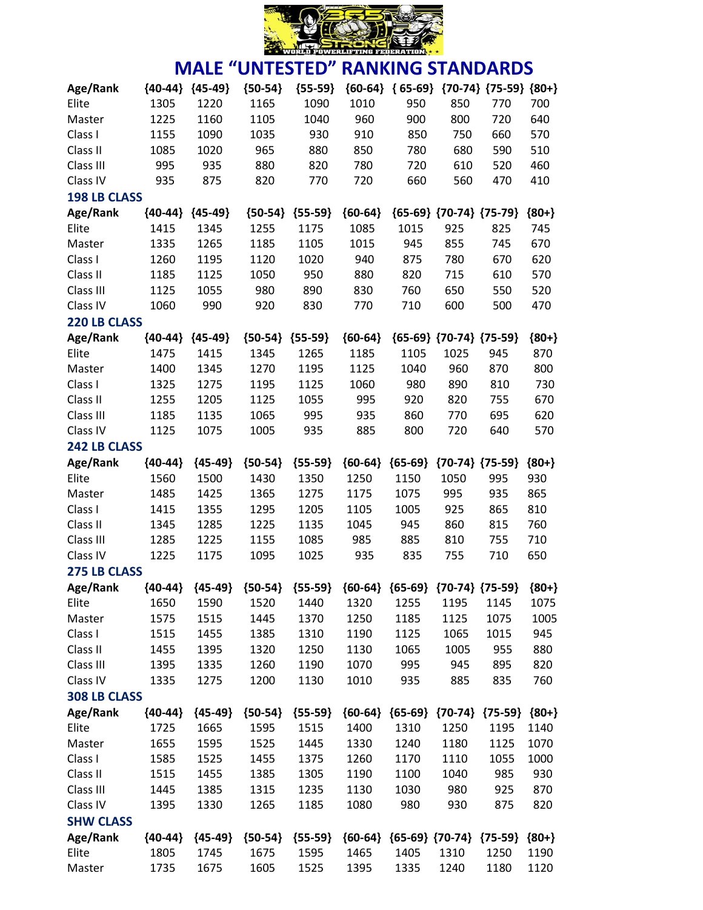# MALE "UNTESTED" RANKING STANDARDS

| Age/Rank | {40-44} | {45-49} | {50-54} | {55-59} | {60-64} | { 65-69} | {70-74} | {75-59} | {80+} |
|---|---|---|---|---|---|---|---|---|---|
| Elite | 1305 | 1220 | 1165 | 1090 | 1010 | 950 | 850 | 770 | 700 |
| Master | 1225 | 1160 | 1105 | 1040 | 960 | 900 | 800 | 720 | 640 |
| Class I | 1155 | 1090 | 1035 | 930 | 910 | 850 | 750 | 660 | 570 |
| Class II | 1085 | 1020 | 965 | 880 | 850 | 780 | 680 | 590 | 510 |
| Class III | 995 | 935 | 880 | 820 | 780 | 720 | 610 | 520 | 460 |
| Class IV | 935 | 875 | 820 | 770 | 720 | 660 | 560 | 470 | 410 |

### 198 LB CLASS

| Age/Rank | {40-44} | {45-49} | {50-54} | {55-59} | {60-64} | {65-69} | {70-74} | {75-79} | {80+} |
|---|---|---|---|---|---|---|---|---|---|
| Elite | 1415 | 1345 | 1255 | 1175 | 1085 | 1015 | 925 | 825 | 745 |
| Master | 1335 | 1265 | 1185 | 1105 | 1015 | 945 | 855 | 745 | 670 |
| Class I | 1260 | 1195 | 1120 | 1020 | 940 | 875 | 780 | 670 | 620 |
| Class II | 1185 | 1125 | 1050 | 950 | 880 | 820 | 715 | 610 | 570 |
| Class III | 1125 | 1055 | 980 | 890 | 830 | 760 | 650 | 550 | 520 |
| Class IV | 1060 | 990 | 920 | 830 | 770 | 710 | 600 | 500 | 470 |

### 220 LB CLASS

| Age/Rank | {40-44} | {45-49} | {50-54} | {55-59} | {60-64} | {65-69} | {70-74} | {75-59} | {80+} |
|---|---|---|---|---|---|---|---|---|---|
| Elite | 1475 | 1415 | 1345 | 1265 | 1185 | 1105 | 1025 | 945 | 870 |
| Master | 1400 | 1345 | 1270 | 1195 | 1125 | 1040 | 960 | 870 | 800 |
| Class I | 1325 | 1275 | 1195 | 1125 | 1060 | 980 | 890 | 810 | 730 |
| Class II | 1255 | 1205 | 1125 | 1055 | 995 | 920 | 820 | 755 | 670 |
| Class III | 1185 | 1135 | 1065 | 995 | 935 | 860 | 770 | 695 | 620 |
| Class IV | 1125 | 1075 | 1005 | 935 | 885 | 800 | 720 | 640 | 570 |

### 242 LB CLASS

| Age/Rank | {40-44} | {45-49} | {50-54} | {55-59} | {60-64} | {65-69} | {70-74} | {75-59} | {80+} |
|---|---|---|---|---|---|---|---|---|---|
| Elite | 1560 | 1500 | 1430 | 1350 | 1250 | 1150 | 1050 | 995 | 930 |
| Master | 1485 | 1425 | 1365 | 1275 | 1175 | 1075 | 995 | 935 | 865 |
| Class I | 1415 | 1355 | 1295 | 1205 | 1105 | 1005 | 925 | 865 | 810 |
| Class II | 1345 | 1285 | 1225 | 1135 | 1045 | 945 | 860 | 815 | 760 |
| Class III | 1285 | 1225 | 1155 | 1085 | 985 | 885 | 810 | 755 | 710 |
| Class IV | 1225 | 1175 | 1095 | 1025 | 935 | 835 | 755 | 710 | 650 |

### 275 LB CLASS

| Age/Rank | {40-44} | {45-49} | {50-54} | {55-59} | {60-64} | {65-69} | {70-74} | {75-59} | {80+} |
|---|---|---|---|---|---|---|---|---|---|
| Elite | 1650 | 1590 | 1520 | 1440 | 1320 | 1255 | 1195 | 1145 | 1075 |
| Master | 1575 | 1515 | 1445 | 1370 | 1250 | 1185 | 1125 | 1075 | 1005 |
| Class I | 1515 | 1455 | 1385 | 1310 | 1190 | 1125 | 1065 | 1015 | 945 |
| Class II | 1455 | 1395 | 1320 | 1250 | 1130 | 1065 | 1005 | 955 | 880 |
| Class III | 1395 | 1335 | 1260 | 1190 | 1070 | 995 | 945 | 895 | 820 |
| Class IV | 1335 | 1275 | 1200 | 1130 | 1010 | 935 | 885 | 835 | 760 |

### 308 LB CLASS

| Age/Rank | {40-44} | {45-49} | {50-54} | {55-59} | {60-64} | {65-69} | {70-74} | {75-59} | {80+} |
|---|---|---|---|---|---|---|---|---|---|
| Elite | 1725 | 1665 | 1595 | 1515 | 1400 | 1310 | 1250 | 1195 | 1140 |
| Master | 1655 | 1595 | 1525 | 1445 | 1330 | 1240 | 1180 | 1125 | 1070 |
| Class I | 1585 | 1525 | 1455 | 1375 | 1260 | 1170 | 1110 | 1055 | 1000 |
| Class II | 1515 | 1455 | 1385 | 1305 | 1190 | 1100 | 1040 | 985 | 930 |
| Class III | 1445 | 1385 | 1315 | 1235 | 1130 | 1030 | 980 | 925 | 870 |
| Class IV | 1395 | 1330 | 1265 | 1185 | 1080 | 980 | 930 | 875 | 820 |

### SHW CLASS

| Age/Rank | {40-44} | {45-49} | {50-54} | {55-59} | {60-64} | {65-69} | {70-74} | {75-59} | {80+} |
|---|---|---|---|---|---|---|---|---|---|
| Elite | 1805 | 1745 | 1675 | 1595 | 1465 | 1405 | 1310 | 1250 | 1190 |
| Master | 1735 | 1675 | 1605 | 1525 | 1395 | 1335 | 1240 | 1180 | 1120 |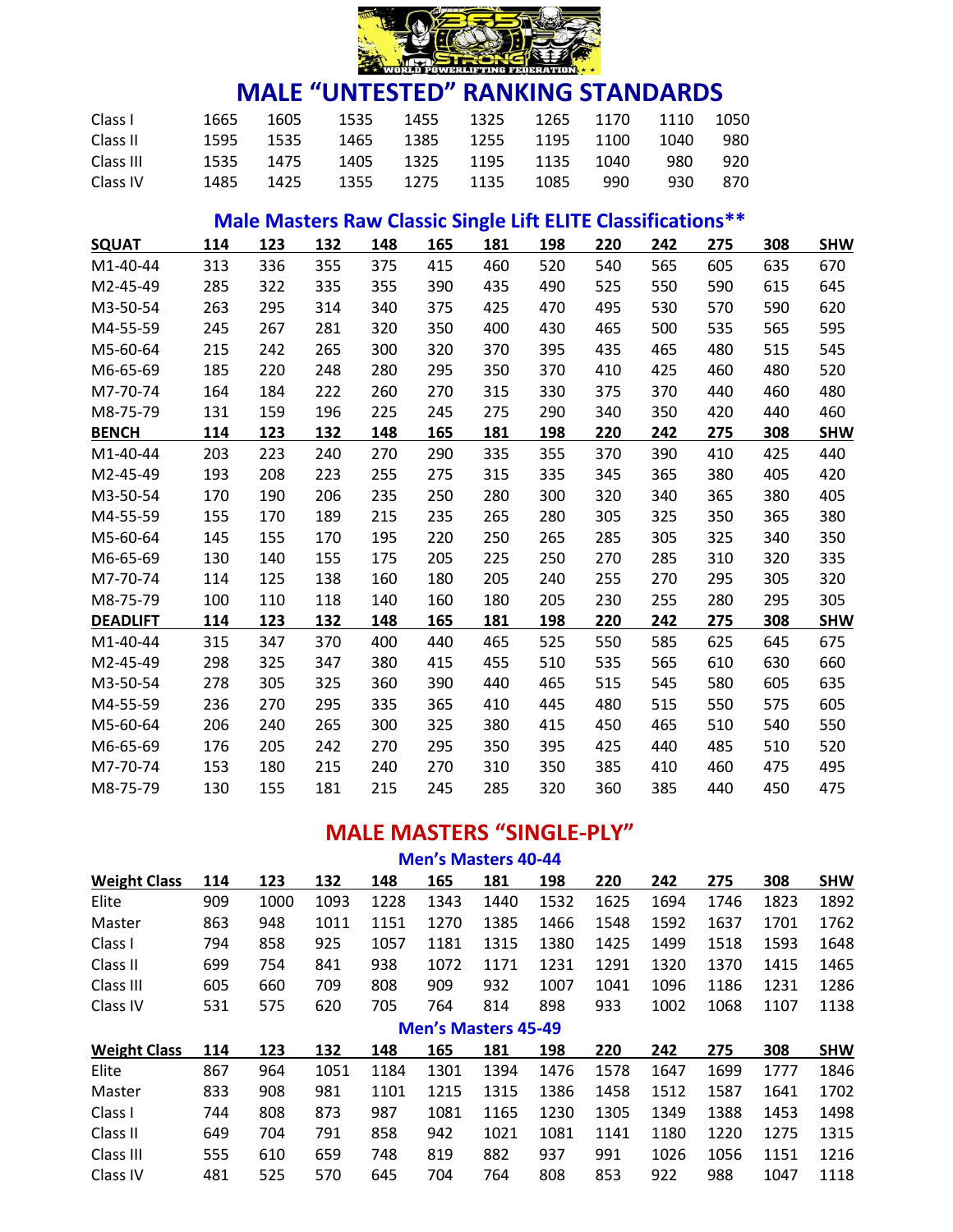# MALE "UNTESTED" RANKING STANDARDS

| | | | | | | | | | |
|---|---|---|---|---|---|---|---|---|---|
| Class I | 1665 | 1605 | 1535 | 1455 | 1325 | 1265 | 1170 | 1110 | 1050 |
| Class II | 1595 | 1535 | 1465 | 1385 | 1255 | 1195 | 1100 | 1040 | 980 |
| Class III | 1535 | 1475 | 1405 | 1325 | 1195 | 1135 | 1040 | 980 | 920 |
| Class IV | 1485 | 1425 | 1355 | 1275 | 1135 | 1085 | 990 | 930 | 870 |

## Male Masters Raw Classic Single Lift ELITE Classifications**

| SQUAT | 114 | 123 | 132 | 148 | 165 | 181 | 198 | 220 | 242 | 275 | 308 | SHW |
|---|---|---|---|---|---|---|---|---|---|---|---|---|
| M1-40-44 | 313 | 336 | 355 | 375 | 415 | 460 | 520 | 540 | 565 | 605 | 635 | 670 |
| M2-45-49 | 285 | 322 | 335 | 355 | 390 | 435 | 490 | 525 | 550 | 590 | 615 | 645 |
| M3-50-54 | 263 | 295 | 314 | 340 | 375 | 425 | 470 | 495 | 530 | 570 | 590 | 620 |
| M4-55-59 | 245 | 267 | 281 | 320 | 350 | 400 | 430 | 465 | 500 | 535 | 565 | 595 |
| M5-60-64 | 215 | 242 | 265 | 300 | 320 | 370 | 395 | 435 | 465 | 480 | 515 | 545 |
| M6-65-69 | 185 | 220 | 248 | 280 | 295 | 350 | 370 | 410 | 425 | 460 | 480 | 520 |
| M7-70-74 | 164 | 184 | 222 | 260 | 270 | 315 | 330 | 375 | 370 | 440 | 460 | 480 |
| M8-75-79 | 131 | 159 | 196 | 225 | 245 | 275 | 290 | 340 | 350 | 420 | 440 | 460 |
| **BENCH** | **114** | **123** | **132** | **148** | **165** | **181** | **198** | **220** | **242** | **275** | **308** | **SHW** |
| M1-40-44 | 203 | 223 | 240 | 270 | 290 | 335 | 355 | 370 | 390 | 410 | 425 | 440 |
| M2-45-49 | 193 | 208 | 223 | 255 | 275 | 315 | 335 | 345 | 365 | 380 | 405 | 420 |
| M3-50-54 | 170 | 190 | 206 | 235 | 250 | 280 | 300 | 320 | 340 | 365 | 380 | 405 |
| M4-55-59 | 155 | 170 | 189 | 215 | 235 | 265 | 280 | 305 | 325 | 350 | 365 | 380 |
| M5-60-64 | 145 | 155 | 170 | 195 | 220 | 250 | 265 | 285 | 305 | 325 | 340 | 350 |
| M6-65-69 | 130 | 140 | 155 | 175 | 205 | 225 | 250 | 270 | 285 | 310 | 320 | 335 |
| M7-70-74 | 114 | 125 | 138 | 160 | 180 | 205 | 240 | 255 | 270 | 295 | 305 | 320 |
| M8-75-79 | 100 | 110 | 118 | 140 | 160 | 180 | 205 | 230 | 255 | 280 | 295 | 305 |
| **DEADLIFT** | **114** | **123** | **132** | **148** | **165** | **181** | **198** | **220** | **242** | **275** | **308** | **SHW** |
| M1-40-44 | 315 | 347 | 370 | 400 | 440 | 465 | 525 | 550 | 585 | 625 | 645 | 675 |
| M2-45-49 | 298 | 325 | 347 | 380 | 415 | 455 | 510 | 535 | 565 | 610 | 630 | 660 |
| M3-50-54 | 278 | 305 | 325 | 360 | 390 | 440 | 465 | 515 | 545 | 580 | 605 | 635 |
| M4-55-59 | 236 | 270 | 295 | 335 | 365 | 410 | 445 | 480 | 515 | 550 | 575 | 605 |
| M5-60-64 | 206 | 240 | 265 | 300 | 325 | 380 | 415 | 450 | 465 | 510 | 540 | 550 |
| M6-65-69 | 176 | 205 | 242 | 270 | 295 | 350 | 395 | 425 | 440 | 485 | 510 | 520 |
| M7-70-74 | 153 | 180 | 215 | 240 | 270 | 310 | 350 | 385 | 410 | 460 | 475 | 495 |
| M8-75-79 | 130 | 155 | 181 | 215 | 245 | 285 | 320 | 360 | 385 | 440 | 450 | 475 |

# MALE MASTERS "SINGLE-PLY"

### Men's Masters 40-44

| Weight Class | 114 | 123 | 132 | 148 | 165 | 181 | 198 | 220 | 242 | 275 | 308 | SHW |
|---|---|---|---|---|---|---|---|---|---|---|---|---|
| Elite | 909 | 1000 | 1093 | 1228 | 1343 | 1440 | 1532 | 1625 | 1694 | 1746 | 1823 | 1892 |
| Master | 863 | 948 | 1011 | 1151 | 1270 | 1385 | 1466 | 1548 | 1592 | 1637 | 1701 | 1762 |
| Class I | 794 | 858 | 925 | 1057 | 1181 | 1315 | 1380 | 1425 | 1499 | 1518 | 1593 | 1648 |
| Class II | 699 | 754 | 841 | 938 | 1072 | 1171 | 1231 | 1291 | 1320 | 1370 | 1415 | 1465 |
| Class III | 605 | 660 | 709 | 808 | 909 | 932 | 1007 | 1041 | 1096 | 1186 | 1231 | 1286 |
| Class IV | 531 | 575 | 620 | 705 | 764 | 814 | 898 | 933 | 1002 | 1068 | 1107 | 1138 |

### Men's Masters 45-49

| Weight Class | 114 | 123 | 132 | 148 | 165 | 181 | 198 | 220 | 242 | 275 | 308 | SHW |
|---|---|---|---|---|---|---|---|---|---|---|---|---|
| Elite | 867 | 964 | 1051 | 1184 | 1301 | 1394 | 1476 | 1578 | 1647 | 1699 | 1777 | 1846 |
| Master | 833 | 908 | 981 | 1101 | 1215 | 1315 | 1386 | 1458 | 1512 | 1587 | 1641 | 1702 |
| Class I | 744 | 808 | 873 | 987 | 1081 | 1165 | 1230 | 1305 | 1349 | 1388 | 1453 | 1498 |
| Class II | 649 | 704 | 791 | 858 | 942 | 1021 | 1081 | 1141 | 1180 | 1220 | 1275 | 1315 |
| Class III | 555 | 610 | 659 | 748 | 819 | 882 | 937 | 991 | 1026 | 1056 | 1151 | 1216 |
| Class IV | 481 | 525 | 570 | 645 | 704 | 764 | 808 | 853 | 922 | 988 | 1047 | 1118 |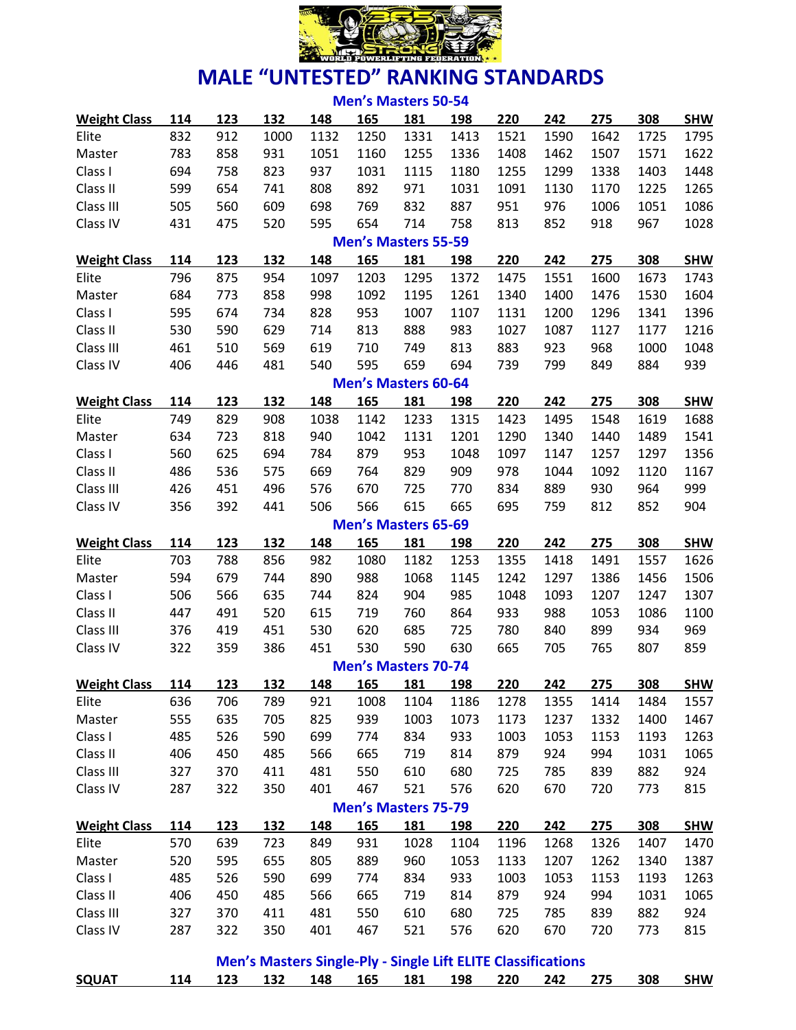# MALE "UNTESTED" RANKING STANDARDS

## Men's Masters 50-54

| Weight Class | 114 | 123 | 132 | 148 | 165 | 181 | 198 | 220 | 242 | 275 | 308 | SHW |
|---|---|---|---|---|---|---|---|---|---|---|---|---|
| Elite | 832 | 912 | 1000 | 1132 | 1250 | 1331 | 1413 | 1521 | 1590 | 1642 | 1725 | 1795 |
| Master | 783 | 858 | 931 | 1051 | 1160 | 1255 | 1336 | 1408 | 1462 | 1507 | 1571 | 1622 |
| Class I | 694 | 758 | 823 | 937 | 1031 | 1115 | 1180 | 1255 | 1299 | 1338 | 1403 | 1448 |
| Class II | 599 | 654 | 741 | 808 | 892 | 971 | 1031 | 1091 | 1130 | 1170 | 1225 | 1265 |
| Class III | 505 | 560 | 609 | 698 | 769 | 832 | 887 | 951 | 976 | 1006 | 1051 | 1086 |
| Class IV | 431 | 475 | 520 | 595 | 654 | 714 | 758 | 813 | 852 | 918 | 967 | 1028 |

## Men's Masters 55-59

| Weight Class | 114 | 123 | 132 | 148 | 165 | 181 | 198 | 220 | 242 | 275 | 308 | SHW |
|---|---|---|---|---|---|---|---|---|---|---|---|---|
| Elite | 796 | 875 | 954 | 1097 | 1203 | 1295 | 1372 | 1475 | 1551 | 1600 | 1673 | 1743 |
| Master | 684 | 773 | 858 | 998 | 1092 | 1195 | 1261 | 1340 | 1400 | 1476 | 1530 | 1604 |
| Class I | 595 | 674 | 734 | 828 | 953 | 1007 | 1107 | 1131 | 1200 | 1296 | 1341 | 1396 |
| Class II | 530 | 590 | 629 | 714 | 813 | 888 | 983 | 1027 | 1087 | 1127 | 1177 | 1216 |
| Class III | 461 | 510 | 569 | 619 | 710 | 749 | 813 | 883 | 923 | 968 | 1000 | 1048 |
| Class IV | 406 | 446 | 481 | 540 | 595 | 659 | 694 | 739 | 799 | 849 | 884 | 939 |

## Men's Masters 60-64

| Weight Class | 114 | 123 | 132 | 148 | 165 | 181 | 198 | 220 | 242 | 275 | 308 | SHW |
|---|---|---|---|---|---|---|---|---|---|---|---|---|
| Elite | 749 | 829 | 908 | 1038 | 1142 | 1233 | 1315 | 1423 | 1495 | 1548 | 1619 | 1688 |
| Master | 634 | 723 | 818 | 940 | 1042 | 1131 | 1201 | 1290 | 1340 | 1440 | 1489 | 1541 |
| Class I | 560 | 625 | 694 | 784 | 879 | 953 | 1048 | 1097 | 1147 | 1257 | 1297 | 1356 |
| Class II | 486 | 536 | 575 | 669 | 764 | 829 | 909 | 978 | 1044 | 1092 | 1120 | 1167 |
| Class III | 426 | 451 | 496 | 576 | 670 | 725 | 770 | 834 | 889 | 930 | 964 | 999 |
| Class IV | 356 | 392 | 441 | 506 | 566 | 615 | 665 | 695 | 759 | 812 | 852 | 904 |

## Men's Masters 65-69

| Weight Class | 114 | 123 | 132 | 148 | 165 | 181 | 198 | 220 | 242 | 275 | 308 | SHW |
|---|---|---|---|---|---|---|---|---|---|---|---|---|
| Elite | 703 | 788 | 856 | 982 | 1080 | 1182 | 1253 | 1355 | 1418 | 1491 | 1557 | 1626 |
| Master | 594 | 679 | 744 | 890 | 988 | 1068 | 1145 | 1242 | 1297 | 1386 | 1456 | 1506 |
| Class I | 506 | 566 | 635 | 744 | 824 | 904 | 985 | 1048 | 1093 | 1207 | 1247 | 1307 |
| Class II | 447 | 491 | 520 | 615 | 719 | 760 | 864 | 933 | 988 | 1053 | 1086 | 1100 |
| Class III | 376 | 419 | 451 | 530 | 620 | 685 | 725 | 780 | 840 | 899 | 934 | 969 |
| Class IV | 322 | 359 | 386 | 451 | 530 | 590 | 630 | 665 | 705 | 765 | 807 | 859 |

## Men's Masters 70-74

| Weight Class | 114 | 123 | 132 | 148 | 165 | 181 | 198 | 220 | 242 | 275 | 308 | SHW |
|---|---|---|---|---|---|---|---|---|---|---|---|---|
| Elite | 636 | 706 | 789 | 921 | 1008 | 1104 | 1186 | 1278 | 1355 | 1414 | 1484 | 1557 |
| Master | 555 | 635 | 705 | 825 | 939 | 1003 | 1073 | 1173 | 1237 | 1332 | 1400 | 1467 |
| Class I | 485 | 526 | 590 | 699 | 774 | 834 | 933 | 1003 | 1053 | 1153 | 1193 | 1263 |
| Class II | 406 | 450 | 485 | 566 | 665 | 719 | 814 | 879 | 924 | 994 | 1031 | 1065 |
| Class III | 327 | 370 | 411 | 481 | 550 | 610 | 680 | 725 | 785 | 839 | 882 | 924 |
| Class IV | 287 | 322 | 350 | 401 | 467 | 521 | 576 | 620 | 670 | 720 | 773 | 815 |

## Men's Masters 75-79

| Weight Class | 114 | 123 | 132 | 148 | 165 | 181 | 198 | 220 | 242 | 275 | 308 | SHW |
|---|---|---|---|---|---|---|---|---|---|---|---|---|
| Elite | 570 | 639 | 723 | 849 | 931 | 1028 | 1104 | 1196 | 1268 | 1326 | 1407 | 1470 |
| Master | 520 | 595 | 655 | 805 | 889 | 960 | 1053 | 1133 | 1207 | 1262 | 1340 | 1387 |
| Class I | 485 | 526 | 590 | 699 | 774 | 834 | 933 | 1003 | 1053 | 1153 | 1193 | 1263 |
| Class II | 406 | 450 | 485 | 566 | 665 | 719 | 814 | 879 | 924 | 994 | 1031 | 1065 |
| Class III | 327 | 370 | 411 | 481 | 550 | 610 | 680 | 725 | 785 | 839 | 882 | 924 |
| Class IV | 287 | 322 | 350 | 401 | 467 | 521 | 576 | 620 | 670 | 720 | 773 | 815 |

## Men's Masters Single-Ply - Single Lift ELITE Classifications

| SQUAT | 114 | 123 | 132 | 148 | 165 | 181 | 198 | 220 | 242 | 275 | 308 | SHW |
|---|---|---|---|---|---|---|---|---|---|---|---|---|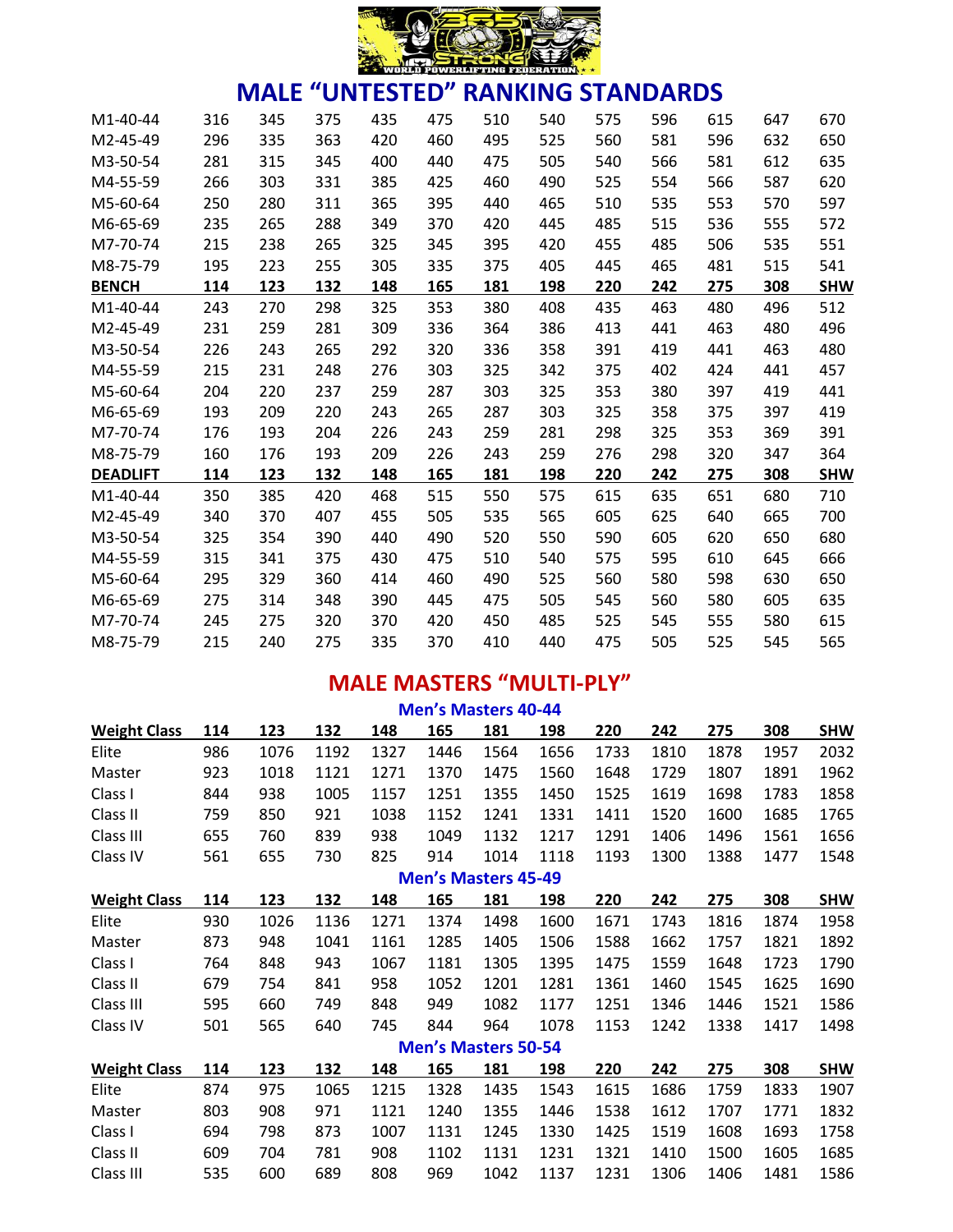# MALE "UNTESTED" RANKING STANDARDS

| | | | | | | | | | | | | |
|---|---|---|---|---|---|---|---|---|---|---|---|---|
| M1-40-44 | 316 | 345 | 375 | 435 | 475 | 510 | 540 | 575 | 596 | 615 | 647 | 670 |
| M2-45-49 | 296 | 335 | 363 | 420 | 460 | 495 | 525 | 560 | 581 | 596 | 632 | 650 |
| M3-50-54 | 281 | 315 | 345 | 400 | 440 | 475 | 505 | 540 | 566 | 581 | 612 | 635 |
| M4-55-59 | 266 | 303 | 331 | 385 | 425 | 460 | 490 | 525 | 554 | 566 | 587 | 620 |
| M5-60-64 | 250 | 280 | 311 | 365 | 395 | 440 | 465 | 510 | 535 | 553 | 570 | 597 |
| M6-65-69 | 235 | 265 | 288 | 349 | 370 | 420 | 445 | 485 | 515 | 536 | 555 | 572 |
| M7-70-74 | 215 | 238 | 265 | 325 | 345 | 395 | 420 | 455 | 485 | 506 | 535 | 551 |
| M8-75-79 | 195 | 223 | 255 | 305 | 335 | 375 | 405 | 445 | 465 | 481 | 515 | 541 |

| BENCH | 114 | 123 | 132 | 148 | 165 | 181 | 198 | 220 | 242 | 275 | 308 | SHW |
|---|---|---|---|---|---|---|---|---|---|---|---|---|
| M1-40-44 | 243 | 270 | 298 | 325 | 353 | 380 | 408 | 435 | 463 | 480 | 496 | 512 |
| M2-45-49 | 231 | 259 | 281 | 309 | 336 | 364 | 386 | 413 | 441 | 463 | 480 | 496 |
| M3-50-54 | 226 | 243 | 265 | 292 | 320 | 336 | 358 | 391 | 419 | 441 | 463 | 480 |
| M4-55-59 | 215 | 231 | 248 | 276 | 303 | 325 | 342 | 375 | 402 | 424 | 441 | 457 |
| M5-60-64 | 204 | 220 | 237 | 259 | 287 | 303 | 325 | 353 | 380 | 397 | 419 | 441 |
| M6-65-69 | 193 | 209 | 220 | 243 | 265 | 287 | 303 | 325 | 358 | 375 | 397 | 419 |
| M7-70-74 | 176 | 193 | 204 | 226 | 243 | 259 | 281 | 298 | 325 | 353 | 369 | 391 |
| M8-75-79 | 160 | 176 | 193 | 209 | 226 | 243 | 259 | 276 | 298 | 320 | 347 | 364 |

| DEADLIFT | 114 | 123 | 132 | 148 | 165 | 181 | 198 | 220 | 242 | 275 | 308 | SHW |
|---|---|---|---|---|---|---|---|---|---|---|---|---|
| M1-40-44 | 350 | 385 | 420 | 468 | 515 | 550 | 575 | 615 | 635 | 651 | 680 | 710 |
| M2-45-49 | 340 | 370 | 407 | 455 | 505 | 535 | 565 | 605 | 625 | 640 | 665 | 700 |
| M3-50-54 | 325 | 354 | 390 | 440 | 490 | 520 | 550 | 590 | 605 | 620 | 650 | 680 |
| M4-55-59 | 315 | 341 | 375 | 430 | 475 | 510 | 540 | 575 | 595 | 610 | 645 | 666 |
| M5-60-64 | 295 | 329 | 360 | 414 | 460 | 490 | 525 | 560 | 580 | 598 | 630 | 650 |
| M6-65-69 | 275 | 314 | 348 | 390 | 445 | 475 | 505 | 545 | 560 | 580 | 605 | 635 |
| M7-70-74 | 245 | 275 | 320 | 370 | 420 | 450 | 485 | 525 | 545 | 555 | 580 | 615 |
| M8-75-79 | 215 | 240 | 275 | 335 | 370 | 410 | 440 | 475 | 505 | 525 | 545 | 565 |

# MALE MASTERS "MULTI-PLY"

## Men's Masters 40-44

| Weight Class | 114 | 123 | 132 | 148 | 165 | 181 | 198 | 220 | 242 | 275 | 308 | SHW |
|---|---|---|---|---|---|---|---|---|---|---|---|---|
| Elite | 986 | 1076 | 1192 | 1327 | 1446 | 1564 | 1656 | 1733 | 1810 | 1878 | 1957 | 2032 |
| Master | 923 | 1018 | 1121 | 1271 | 1370 | 1475 | 1560 | 1648 | 1729 | 1807 | 1891 | 1962 |
| Class I | 844 | 938 | 1005 | 1157 | 1251 | 1355 | 1450 | 1525 | 1619 | 1698 | 1783 | 1858 |
| Class II | 759 | 850 | 921 | 1038 | 1152 | 1241 | 1331 | 1411 | 1520 | 1600 | 1685 | 1765 |
| Class III | 655 | 760 | 839 | 938 | 1049 | 1132 | 1217 | 1291 | 1406 | 1496 | 1561 | 1656 |
| Class IV | 561 | 655 | 730 | 825 | 914 | 1014 | 1118 | 1193 | 1300 | 1388 | 1477 | 1548 |

## Men's Masters 45-49

| Weight Class | 114 | 123 | 132 | 148 | 165 | 181 | 198 | 220 | 242 | 275 | 308 | SHW |
|---|---|---|---|---|---|---|---|---|---|---|---|---|
| Elite | 930 | 1026 | 1136 | 1271 | 1374 | 1498 | 1600 | 1671 | 1743 | 1816 | 1874 | 1958 |
| Master | 873 | 948 | 1041 | 1161 | 1285 | 1405 | 1506 | 1588 | 1662 | 1757 | 1821 | 1892 |
| Class I | 764 | 848 | 943 | 1067 | 1181 | 1305 | 1395 | 1475 | 1559 | 1648 | 1723 | 1790 |
| Class II | 679 | 754 | 841 | 958 | 1052 | 1201 | 1281 | 1361 | 1460 | 1545 | 1625 | 1690 |
| Class III | 595 | 660 | 749 | 848 | 949 | 1082 | 1177 | 1251 | 1346 | 1446 | 1521 | 1586 |
| Class IV | 501 | 565 | 640 | 745 | 844 | 964 | 1078 | 1153 | 1242 | 1338 | 1417 | 1498 |

## Men's Masters 50-54

| Weight Class | 114 | 123 | 132 | 148 | 165 | 181 | 198 | 220 | 242 | 275 | 308 | SHW |
|---|---|---|---|---|---|---|---|---|---|---|---|---|
| Elite | 874 | 975 | 1065 | 1215 | 1328 | 1435 | 1543 | 1615 | 1686 | 1759 | 1833 | 1907 |
| Master | 803 | 908 | 971 | 1121 | 1240 | 1355 | 1446 | 1538 | 1612 | 1707 | 1771 | 1832 |
| Class I | 694 | 798 | 873 | 1007 | 1131 | 1245 | 1330 | 1425 | 1519 | 1608 | 1693 | 1758 |
| Class II | 609 | 704 | 781 | 908 | 1102 | 1131 | 1231 | 1321 | 1410 | 1500 | 1605 | 1685 |
| Class III | 535 | 600 | 689 | 808 | 969 | 1042 | 1137 | 1231 | 1306 | 1406 | 1481 | 1586 |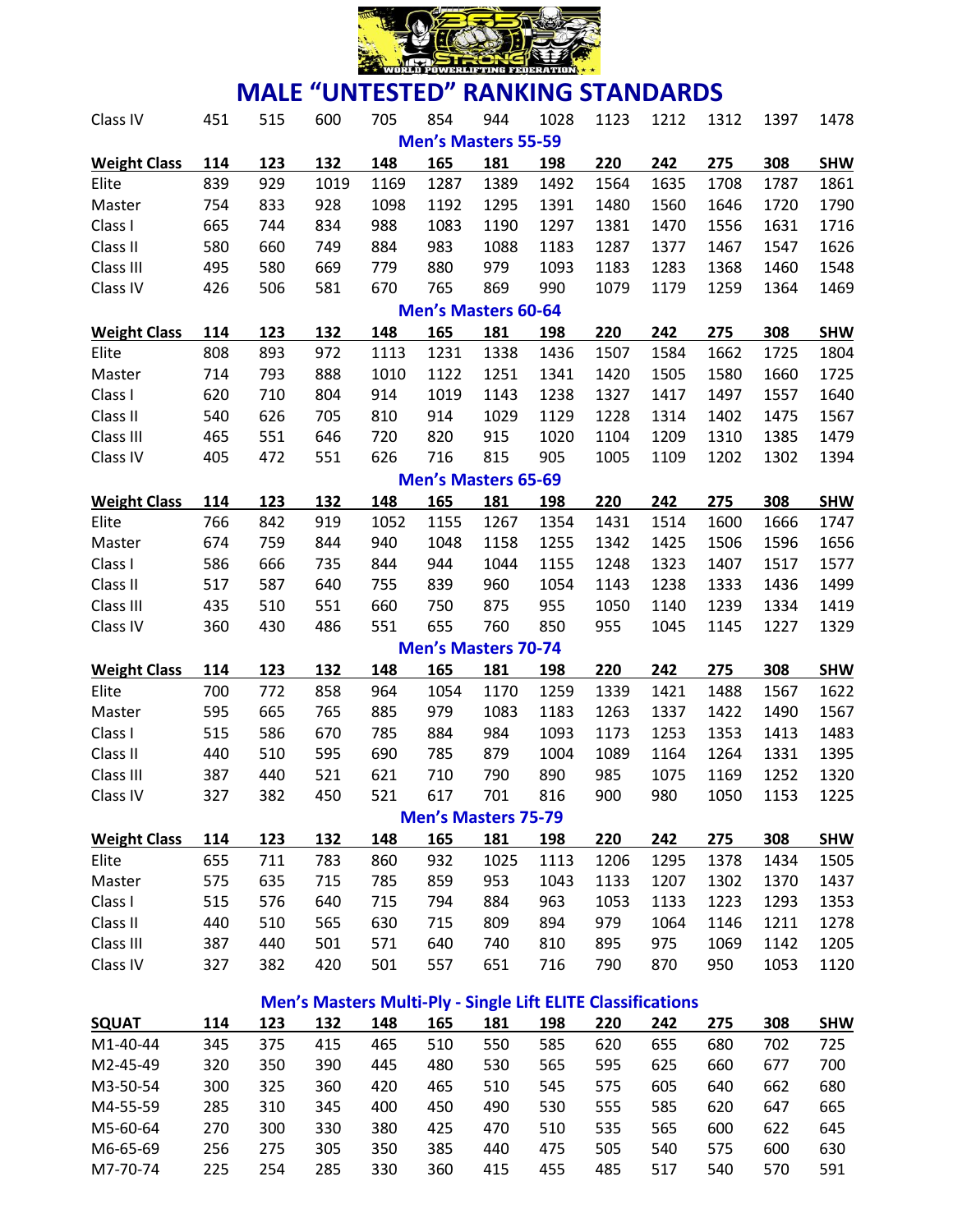# MALE "UNTESTED" RANKING STANDARDS

| Class IV | 451 | 515 | 600 | 705 | 854 | 944 | 1028 | 1123 | 1212 | 1312 | 1397 | 1478 |
|---|---|---|---|---|---|---|---|---|---|---|---|---|

## Men's Masters 55-59

| Weight Class | 114 | 123 | 132 | 148 | 165 | 181 | 198 | 220 | 242 | 275 | 308 | SHW |
|---|---|---|---|---|---|---|---|---|---|---|---|---|
| Elite | 839 | 929 | 1019 | 1169 | 1287 | 1389 | 1492 | 1564 | 1635 | 1708 | 1787 | 1861 |
| Master | 754 | 833 | 928 | 1098 | 1192 | 1295 | 1391 | 1480 | 1560 | 1646 | 1720 | 1790 |
| Class I | 665 | 744 | 834 | 988 | 1083 | 1190 | 1297 | 1381 | 1470 | 1556 | 1631 | 1716 |
| Class II | 580 | 660 | 749 | 884 | 983 | 1088 | 1183 | 1287 | 1377 | 1467 | 1547 | 1626 |
| Class III | 495 | 580 | 669 | 779 | 880 | 979 | 1093 | 1183 | 1283 | 1368 | 1460 | 1548 |
| Class IV | 426 | 506 | 581 | 670 | 765 | 869 | 990 | 1079 | 1179 | 1259 | 1364 | 1469 |

## Men's Masters 60-64

| Weight Class | 114 | 123 | 132 | 148 | 165 | 181 | 198 | 220 | 242 | 275 | 308 | SHW |
|---|---|---|---|---|---|---|---|---|---|---|---|---|
| Elite | 808 | 893 | 972 | 1113 | 1231 | 1338 | 1436 | 1507 | 1584 | 1662 | 1725 | 1804 |
| Master | 714 | 793 | 888 | 1010 | 1122 | 1251 | 1341 | 1420 | 1505 | 1580 | 1660 | 1725 |
| Class I | 620 | 710 | 804 | 914 | 1019 | 1143 | 1238 | 1327 | 1417 | 1497 | 1557 | 1640 |
| Class II | 540 | 626 | 705 | 810 | 914 | 1029 | 1129 | 1228 | 1314 | 1402 | 1475 | 1567 |
| Class III | 465 | 551 | 646 | 720 | 820 | 915 | 1020 | 1104 | 1209 | 1310 | 1385 | 1479 |
| Class IV | 405 | 472 | 551 | 626 | 716 | 815 | 905 | 1005 | 1109 | 1202 | 1302 | 1394 |

## Men's Masters 65-69

| Weight Class | 114 | 123 | 132 | 148 | 165 | 181 | 198 | 220 | 242 | 275 | 308 | SHW |
|---|---|---|---|---|---|---|---|---|---|---|---|---|
| Elite | 766 | 842 | 919 | 1052 | 1155 | 1267 | 1354 | 1431 | 1514 | 1600 | 1666 | 1747 |
| Master | 674 | 759 | 844 | 940 | 1048 | 1158 | 1255 | 1342 | 1425 | 1506 | 1596 | 1656 |
| Class I | 586 | 666 | 735 | 844 | 944 | 1044 | 1155 | 1248 | 1323 | 1407 | 1517 | 1577 |
| Class II | 517 | 587 | 640 | 755 | 839 | 960 | 1054 | 1143 | 1238 | 1333 | 1436 | 1499 |
| Class III | 435 | 510 | 551 | 660 | 750 | 875 | 955 | 1050 | 1140 | 1239 | 1334 | 1419 |
| Class IV | 360 | 430 | 486 | 551 | 655 | 760 | 850 | 955 | 1045 | 1145 | 1227 | 1329 |

## Men's Masters 70-74

| Weight Class | 114 | 123 | 132 | 148 | 165 | 181 | 198 | 220 | 242 | 275 | 308 | SHW |
|---|---|---|---|---|---|---|---|---|---|---|---|---|
| Elite | 700 | 772 | 858 | 964 | 1054 | 1170 | 1259 | 1339 | 1421 | 1488 | 1567 | 1622 |
| Master | 595 | 665 | 765 | 885 | 979 | 1083 | 1183 | 1263 | 1337 | 1422 | 1490 | 1567 |
| Class I | 515 | 586 | 670 | 785 | 884 | 984 | 1093 | 1173 | 1253 | 1353 | 1413 | 1483 |
| Class II | 440 | 510 | 595 | 690 | 785 | 879 | 1004 | 1089 | 1164 | 1264 | 1331 | 1395 |
| Class III | 387 | 440 | 521 | 621 | 710 | 790 | 890 | 985 | 1075 | 1169 | 1252 | 1320 |
| Class IV | 327 | 382 | 450 | 521 | 617 | 701 | 816 | 900 | 980 | 1050 | 1153 | 1225 |

## Men's Masters 75-79

| Weight Class | 114 | 123 | 132 | 148 | 165 | 181 | 198 | 220 | 242 | 275 | 308 | SHW |
|---|---|---|---|---|---|---|---|---|---|---|---|---|
| Elite | 655 | 711 | 783 | 860 | 932 | 1025 | 1113 | 1206 | 1295 | 1378 | 1434 | 1505 |
| Master | 575 | 635 | 715 | 785 | 859 | 953 | 1043 | 1133 | 1207 | 1302 | 1370 | 1437 |
| Class I | 515 | 576 | 640 | 715 | 794 | 884 | 963 | 1053 | 1133 | 1223 | 1293 | 1353 |
| Class II | 440 | 510 | 565 | 630 | 715 | 809 | 894 | 979 | 1064 | 1146 | 1211 | 1278 |
| Class III | 387 | 440 | 501 | 571 | 640 | 740 | 810 | 895 | 975 | 1069 | 1142 | 1205 |
| Class IV | 327 | 382 | 420 | 501 | 557 | 651 | 716 | 790 | 870 | 950 | 1053 | 1120 |

## Men's Masters Multi-Ply - Single Lift ELITE Classifications

| SQUAT | 114 | 123 | 132 | 148 | 165 | 181 | 198 | 220 | 242 | 275 | 308 | SHW |
|---|---|---|---|---|---|---|---|---|---|---|---|---|
| M1-40-44 | 345 | 375 | 415 | 465 | 510 | 550 | 585 | 620 | 655 | 680 | 702 | 725 |
| M2-45-49 | 320 | 350 | 390 | 445 | 480 | 530 | 565 | 595 | 625 | 660 | 677 | 700 |
| M3-50-54 | 300 | 325 | 360 | 420 | 465 | 510 | 545 | 575 | 605 | 640 | 662 | 680 |
| M4-55-59 | 285 | 310 | 345 | 400 | 450 | 490 | 530 | 555 | 585 | 620 | 647 | 665 |
| M5-60-64 | 270 | 300 | 330 | 380 | 425 | 470 | 510 | 535 | 565 | 600 | 622 | 645 |
| M6-65-69 | 256 | 275 | 305 | 350 | 385 | 440 | 475 | 505 | 540 | 575 | 600 | 630 |
| M7-70-74 | 225 | 254 | 285 | 330 | 360 | 415 | 455 | 485 | 517 | 540 | 570 | 591 |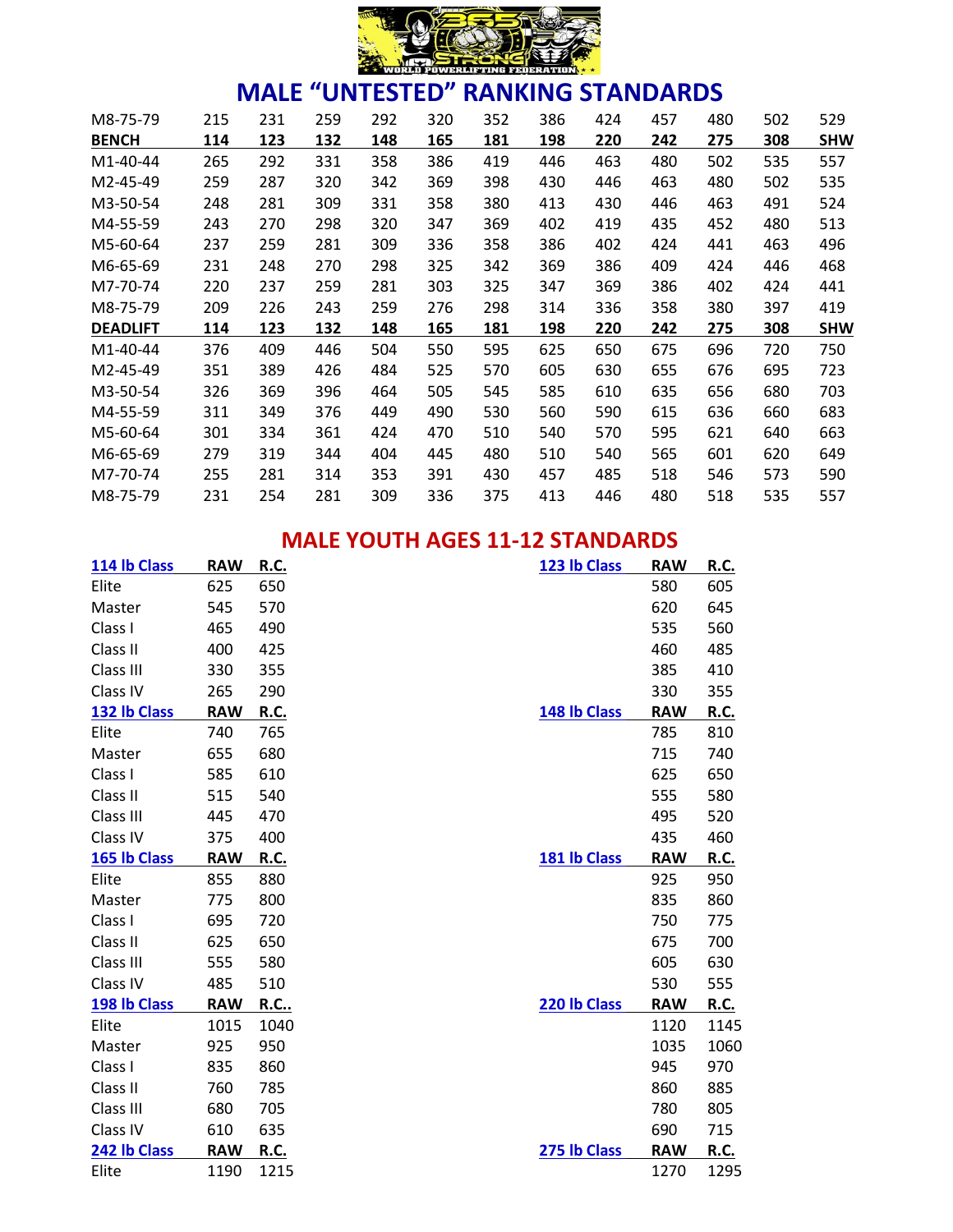# MALE "UNTESTED" RANKING STANDARDS

| M8-75-79 | 215 | 231 | 259 | 292 | 320 | 352 | 386 | 424 | 457 | 480 | 502 | 529 |
|---|---|---|---|---|---|---|---|---|---|---|---|---|
| **BENCH** | **114** | **123** | **132** | **148** | **165** | **181** | **198** | **220** | **242** | **275** | **308** | **SHW** |
| M1-40-44 | 265 | 292 | 331 | 358 | 386 | 419 | 446 | 463 | 480 | 502 | 535 | 557 |
| M2-45-49 | 259 | 287 | 320 | 342 | 369 | 398 | 430 | 446 | 463 | 480 | 502 | 535 |
| M3-50-54 | 248 | 281 | 309 | 331 | 358 | 380 | 413 | 430 | 446 | 463 | 491 | 524 |
| M4-55-59 | 243 | 270 | 298 | 320 | 347 | 369 | 402 | 419 | 435 | 452 | 480 | 513 |
| M5-60-64 | 237 | 259 | 281 | 309 | 336 | 358 | 386 | 402 | 424 | 441 | 463 | 496 |
| M6-65-69 | 231 | 248 | 270 | 298 | 325 | 342 | 369 | 386 | 409 | 424 | 446 | 468 |
| M7-70-74 | 220 | 237 | 259 | 281 | 303 | 325 | 347 | 369 | 386 | 402 | 424 | 441 |
| M8-75-79 | 209 | 226 | 243 | 259 | 276 | 298 | 314 | 336 | 358 | 380 | 397 | 419 |
| **DEADLIFT** | **114** | **123** | **132** | **148** | **165** | **181** | **198** | **220** | **242** | **275** | **308** | **SHW** |
| M1-40-44 | 376 | 409 | 446 | 504 | 550 | 595 | 625 | 650 | 675 | 696 | 720 | 750 |
| M2-45-49 | 351 | 389 | 426 | 484 | 525 | 570 | 605 | 630 | 655 | 676 | 695 | 723 |
| M3-50-54 | 326 | 369 | 396 | 464 | 505 | 545 | 585 | 610 | 635 | 656 | 680 | 703 |
| M4-55-59 | 311 | 349 | 376 | 449 | 490 | 530 | 560 | 590 | 615 | 636 | 660 | 683 |
| M5-60-64 | 301 | 334 | 361 | 424 | 470 | 510 | 540 | 570 | 595 | 621 | 640 | 663 |
| M6-65-69 | 279 | 319 | 344 | 404 | 445 | 480 | 510 | 540 | 565 | 601 | 620 | 649 |
| M7-70-74 | 255 | 281 | 314 | 353 | 391 | 430 | 457 | 485 | 518 | 546 | 573 | 590 |
| M8-75-79 | 231 | 254 | 281 | 309 | 336 | 375 | 413 | 446 | 480 | 518 | 535 | 557 |

## MALE YOUTH AGES 11-12 STANDARDS

| 114 lb Class | RAW | R.C. | 123 lb Class | RAW | R.C. |
|---|---|---|---|---|---|
| Elite | 625 | 650 | | 580 | 605 |
| Master | 545 | 570 | | 620 | 645 |
| Class I | 465 | 490 | | 535 | 560 |
| Class II | 400 | 425 | | 460 | 485 |
| Class III | 330 | 355 | | 385 | 410 |
| Class IV | 265 | 290 | | 330 | 355 |
| **132 lb Class** | **RAW** | **R.C.** | **148 lb Class** | **RAW** | **R.C.** |
| Elite | 740 | 765 | | 785 | 810 |
| Master | 655 | 680 | | 715 | 740 |
| Class I | 585 | 610 | | 625 | 650 |
| Class II | 515 | 540 | | 555 | 580 |
| Class III | 445 | 470 | | 495 | 520 |
| Class IV | 375 | 400 | | 435 | 460 |
| **165 lb Class** | **RAW** | **R.C.** | **181 lb Class** | **RAW** | **R.C.** |
| Elite | 855 | 880 | | 925 | 950 |
| Master | 775 | 800 | | 835 | 860 |
| Class I | 695 | 720 | | 750 | 775 |
| Class II | 625 | 650 | | 675 | 700 |
| Class III | 555 | 580 | | 605 | 630 |
| Class IV | 485 | 510 | | 530 | 555 |
| **198 lb Class** | **RAW** | **R.C..** | **220 lb Class** | **RAW** | **R.C.** |
| Elite | 1015 | 1040 | | 1120 | 1145 |
| Master | 925 | 950 | | 1035 | 1060 |
| Class I | 835 | 860 | | 945 | 970 |
| Class II | 760 | 785 | | 860 | 885 |
| Class III | 680 | 705 | | 780 | 805 |
| Class IV | 610 | 635 | | 690 | 715 |
| **242 lb Class** | **RAW** | **R.C.** | **275 lb Class** | **RAW** | **R.C.** |
| Elite | 1190 | 1215 | | 1270 | 1295 |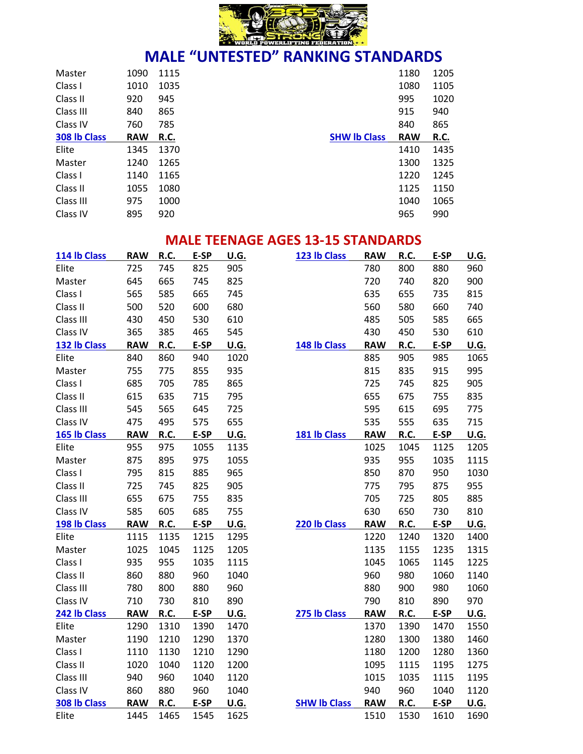# MALE "UNTESTED" RANKING STANDARDS

| | RAW | R.C. | | RAW | R.C. |
|---|---|---|---|---|---|
| Master | 1090 | 1115 | | 1180 | 1205 |
| Class I | 1010 | 1035 | | 1080 | 1105 |
| Class II | 920 | 945 | | 995 | 1020 |
| Class III | 840 | 865 | | 915 | 940 |
| Class IV | 760 | 785 | | 840 | 865 |
| **308 lb Class** | **RAW** | **R.C.** | **SHW lb Class** | **RAW** | **R.C.** |
| Elite | 1345 | 1370 | | 1410 | 1435 |
| Master | 1240 | 1265 | | 1300 | 1325 |
| Class I | 1140 | 1165 | | 1220 | 1245 |
| Class II | 1055 | 1080 | | 1125 | 1150 |
| Class III | 975 | 1000 | | 1040 | 1065 |
| Class IV | 895 | 920 | | 965 | 990 |

# MALE TEENAGE AGES 13-15 STANDARDS

| **114 lb Class** | **RAW** | **R.C.** | **E-SP** | **U.G.** | **123 lb Class** | **RAW** | **R.C.** | **E-SP** | **U.G.** |
|---|---|---|---|---|---|---|---|---|---|
| Elite | 725 | 745 | 825 | 905 | | 780 | 800 | 880 | 960 |
| Master | 645 | 665 | 745 | 825 | | 720 | 740 | 820 | 900 |
| Class I | 565 | 585 | 665 | 745 | | 635 | 655 | 735 | 815 |
| Class II | 500 | 520 | 600 | 680 | | 560 | 580 | 660 | 740 |
| Class III | 430 | 450 | 530 | 610 | | 485 | 505 | 585 | 665 |
| Class IV | 365 | 385 | 465 | 545 | | 430 | 450 | 530 | 610 |
| **132 lb Class** | **RAW** | **R.C.** | **E-SP** | **U.G.** | **148 lb Class** | **RAW** | **R.C.** | **E-SP** | **U.G.** |
| Elite | 840 | 860 | 940 | 1020 | | 885 | 905 | 985 | 1065 |
| Master | 755 | 775 | 855 | 935 | | 815 | 835 | 915 | 995 |
| Class I | 685 | 705 | 785 | 865 | | 725 | 745 | 825 | 905 |
| Class II | 615 | 635 | 715 | 795 | | 655 | 675 | 755 | 835 |
| Class III | 545 | 565 | 645 | 725 | | 595 | 615 | 695 | 775 |
| Class IV | 475 | 495 | 575 | 655 | | 535 | 555 | 635 | 715 |
| **165 lb Class** | **RAW** | **R.C.** | **E-SP** | **U.G.** | **181 lb Class** | **RAW** | **R.C.** | **E-SP** | **U.G.** |
| Elite | 955 | 975 | 1055 | 1135 | | 1025 | 1045 | 1125 | 1205 |
| Master | 875 | 895 | 975 | 1055 | | 935 | 955 | 1035 | 1115 |
| Class I | 795 | 815 | 885 | 965 | | 850 | 870 | 950 | 1030 |
| Class II | 725 | 745 | 825 | 905 | | 775 | 795 | 875 | 955 |
| Class III | 655 | 675 | 755 | 835 | | 705 | 725 | 805 | 885 |
| Class IV | 585 | 605 | 685 | 755 | | 630 | 650 | 730 | 810 |
| **198 lb Class** | **RAW** | **R.C.** | **E-SP** | **U.G.** | **220 lb Class** | **RAW** | **R.C.** | **E-SP** | **U.G.** |
| Elite | 1115 | 1135 | 1215 | 1295 | | 1220 | 1240 | 1320 | 1400 |
| Master | 1025 | 1045 | 1125 | 1205 | | 1135 | 1155 | 1235 | 1315 |
| Class I | 935 | 955 | 1035 | 1115 | | 1045 | 1065 | 1145 | 1225 |
| Class II | 860 | 880 | 960 | 1040 | | 960 | 980 | 1060 | 1140 |
| Class III | 780 | 800 | 880 | 960 | | 880 | 900 | 980 | 1060 |
| Class IV | 710 | 730 | 810 | 890 | | 790 | 810 | 890 | 970 |
| **242 lb Class** | **RAW** | **R.C.** | **E-SP** | **U.G.** | **275 lb Class** | **RAW** | **R.C.** | **E-SP** | **U.G.** |
| Elite | 1290 | 1310 | 1390 | 1470 | | 1370 | 1390 | 1470 | 1550 |
| Master | 1190 | 1210 | 1290 | 1370 | | 1280 | 1300 | 1380 | 1460 |
| Class I | 1110 | 1130 | 1210 | 1290 | | 1180 | 1200 | 1280 | 1360 |
| Class II | 1020 | 1040 | 1120 | 1200 | | 1095 | 1115 | 1195 | 1275 |
| Class III | 940 | 960 | 1040 | 1120 | | 1015 | 1035 | 1115 | 1195 |
| Class IV | 860 | 880 | 960 | 1040 | | 940 | 960 | 1040 | 1120 |
| **308 lb Class** | **RAW** | **R.C.** | **E-SP** | **U.G.** | **SHW lb Class** | **RAW** | **R.C.** | **E-SP** | **U.G.** |
| Elite | 1445 | 1465 | 1545 | 1625 | | 1510 | 1530 | 1610 | 1690 |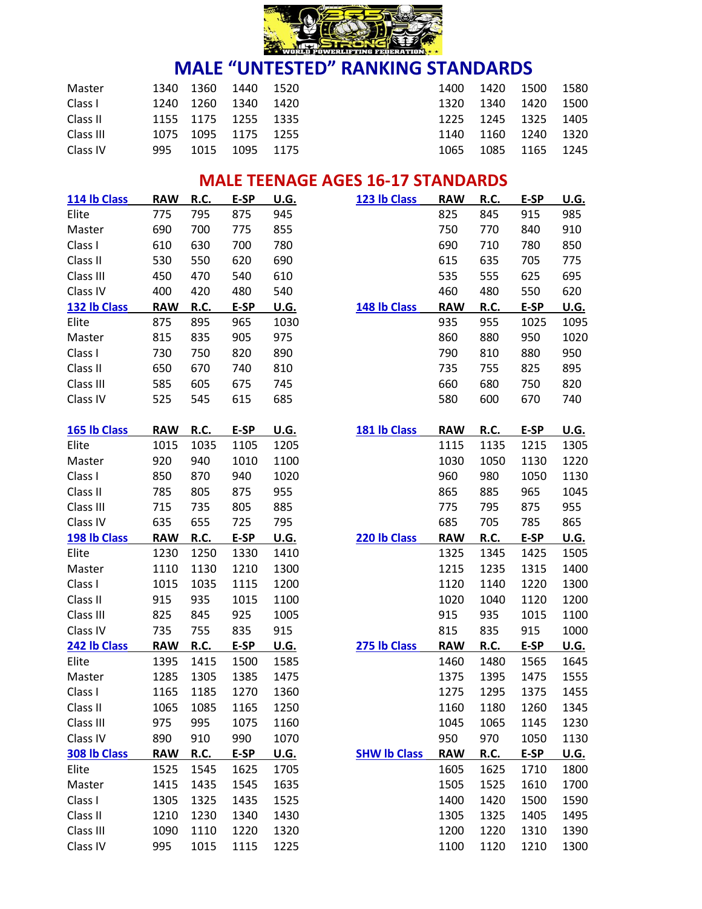# MALE "UNTESTED" RANKING STANDARDS

| | RAW | R.C. | E-SP | U.G. | | RAW | R.C. | E-SP | U.G. |
|---|---|---|---|---|---|---|---|---|---|
| Master | 1340 | 1360 | 1440 | 1520 | | 1400 | 1420 | 1500 | 1580 |
| Class I | 1240 | 1260 | 1340 | 1420 | | 1320 | 1340 | 1420 | 1500 |
| Class II | 1155 | 1175 | 1255 | 1335 | | 1225 | 1245 | 1325 | 1405 |
| Class III | 1075 | 1095 | 1175 | 1255 | | 1140 | 1160 | 1240 | 1320 |
| Class IV | 995 | 1015 | 1095 | 1175 | | 1065 | 1085 | 1165 | 1245 |

## MALE TEENAGE AGES 16-17 STANDARDS

| 114 lb Class | RAW | R.C. | E-SP | U.G. | 123 lb Class | RAW | R.C. | E-SP | U.G. |
|---|---|---|---|---|---|---|---|---|---|
| Elite | 775 | 795 | 875 | 945 | | 825 | 845 | 915 | 985 |
| Master | 690 | 700 | 775 | 855 | | 750 | 770 | 840 | 910 |
| Class I | 610 | 630 | 700 | 780 | | 690 | 710 | 780 | 850 |
| Class II | 530 | 550 | 620 | 690 | | 615 | 635 | 705 | 775 |
| Class III | 450 | 470 | 540 | 610 | | 535 | 555 | 625 | 695 |
| Class IV | 400 | 420 | 480 | 540 | | 460 | 480 | 550 | 620 |
| **132 lb Class** | **RAW** | **R.C.** | **E-SP** | **U.G.** | **148 lb Class** | **RAW** | **R.C.** | **E-SP** | **U.G.** |
| Elite | 875 | 895 | 965 | 1030 | | 935 | 955 | 1025 | 1095 |
| Master | 815 | 835 | 905 | 975 | | 860 | 880 | 950 | 1020 |
| Class I | 730 | 750 | 820 | 890 | | 790 | 810 | 880 | 950 |
| Class II | 650 | 670 | 740 | 810 | | 735 | 755 | 825 | 895 |
| Class III | 585 | 605 | 675 | 745 | | 660 | 680 | 750 | 820 |
| Class IV | 525 | 545 | 615 | 685 | | 580 | 600 | 670 | 740 |
| **165 lb Class** | **RAW** | **R.C.** | **E-SP** | **U.G.** | **181 lb Class** | **RAW** | **R.C.** | **E-SP** | **U.G.** |
| Elite | 1015 | 1035 | 1105 | 1205 | | 1115 | 1135 | 1215 | 1305 |
| Master | 920 | 940 | 1010 | 1100 | | 1030 | 1050 | 1130 | 1220 |
| Class I | 850 | 870 | 940 | 1020 | | 960 | 980 | 1050 | 1130 |
| Class II | 785 | 805 | 875 | 955 | | 865 | 885 | 965 | 1045 |
| Class III | 715 | 735 | 805 | 885 | | 775 | 795 | 875 | 955 |
| Class IV | 635 | 655 | 725 | 795 | | 685 | 705 | 785 | 865 |
| **198 lb Class** | **RAW** | **R.C.** | **E-SP** | **U.G.** | **220 lb Class** | **RAW** | **R.C.** | **E-SP** | **U.G.** |
| Elite | 1230 | 1250 | 1330 | 1410 | | 1325 | 1345 | 1425 | 1505 |
| Master | 1110 | 1130 | 1210 | 1300 | | 1215 | 1235 | 1315 | 1400 |
| Class I | 1015 | 1035 | 1115 | 1200 | | 1120 | 1140 | 1220 | 1300 |
| Class II | 915 | 935 | 1015 | 1100 | | 1020 | 1040 | 1120 | 1200 |
| Class III | 825 | 845 | 925 | 1005 | | 915 | 935 | 1015 | 1100 |
| Class IV | 735 | 755 | 835 | 915 | | 815 | 835 | 915 | 1000 |
| **242 lb Class** | **RAW** | **R.C.** | **E-SP** | **U.G.** | **275 lb Class** | **RAW** | **R.C.** | **E-SP** | **U.G.** |
| Elite | 1395 | 1415 | 1500 | 1585 | | 1460 | 1480 | 1565 | 1645 |
| Master | 1285 | 1305 | 1385 | 1475 | | 1375 | 1395 | 1475 | 1555 |
| Class I | 1165 | 1185 | 1270 | 1360 | | 1275 | 1295 | 1375 | 1455 |
| Class II | 1065 | 1085 | 1165 | 1250 | | 1160 | 1180 | 1260 | 1345 |
| Class III | 975 | 995 | 1075 | 1160 | | 1045 | 1065 | 1145 | 1230 |
| Class IV | 890 | 910 | 990 | 1070 | | 950 | 970 | 1050 | 1130 |
| **308 lb Class** | **RAW** | **R.C.** | **E-SP** | **U.G.** | **SHW lb Class** | **RAW** | **R.C.** | **E-SP** | **U.G.** |
| Elite | 1525 | 1545 | 1625 | 1705 | | 1605 | 1625 | 1710 | 1800 |
| Master | 1415 | 1435 | 1545 | 1635 | | 1505 | 1525 | 1610 | 1700 |
| Class I | 1305 | 1325 | 1435 | 1525 | | 1400 | 1420 | 1500 | 1590 |
| Class II | 1210 | 1230 | 1340 | 1430 | | 1305 | 1325 | 1405 | 1495 |
| Class III | 1090 | 1110 | 1220 | 1320 | | 1200 | 1220 | 1310 | 1390 |
| Class IV | 995 | 1015 | 1115 | 1225 | | 1100 | 1120 | 1210 | 1300 |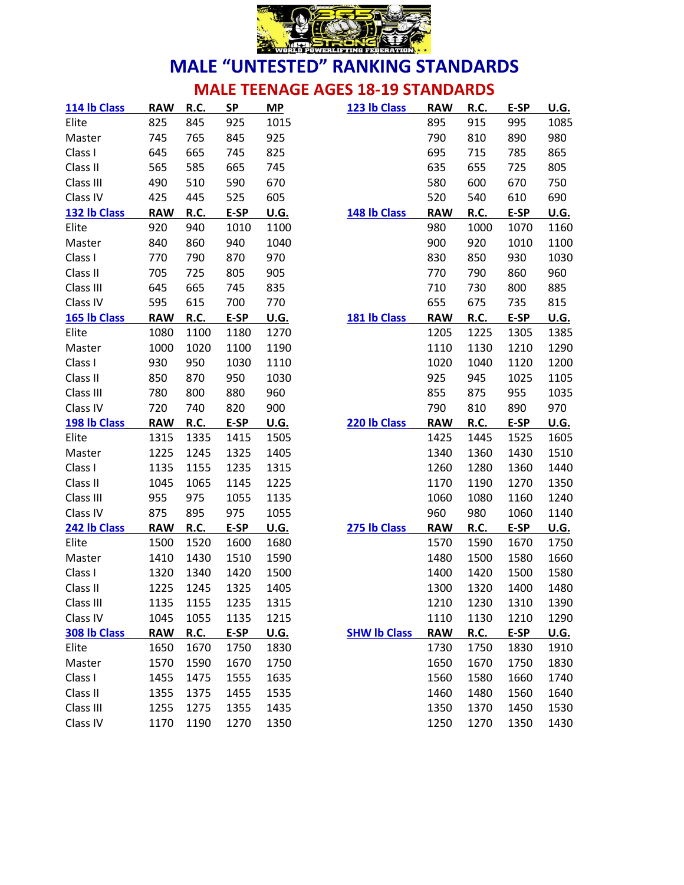# MALE "UNTESTED" RANKING STANDARDS

## MALE TEENAGE AGES 18-19 STANDARDS

| 114 lb Class | RAW | R.C. | SP | MP |
|---|---|---|---|---|
| Elite | 825 | 845 | 925 | 1015 |
| Master | 745 | 765 | 845 | 925 |
| Class I | 645 | 665 | 745 | 825 |
| Class II | 565 | 585 | 665 | 745 |
| Class III | 490 | 510 | 590 | 670 |
| Class IV | 425 | 445 | 525 | 605 |

| 123 lb Class | RAW | R.C. | E-SP | U.G. |
|---|---|---|---|---|
| Elite | 895 | 915 | 995 | 1085 |
| Master | 790 | 810 | 890 | 980 |
| Class I | 695 | 715 | 785 | 865 |
| Class II | 635 | 655 | 725 | 805 |
| Class III | 580 | 600 | 670 | 750 |
| Class IV | 520 | 540 | 610 | 690 |

| 132 lb Class | RAW | R.C. | E-SP | U.G. |
|---|---|---|---|---|
| Elite | 920 | 940 | 1010 | 1100 |
| Master | 840 | 860 | 940 | 1040 |
| Class I | 770 | 790 | 870 | 970 |
| Class II | 705 | 725 | 805 | 905 |
| Class III | 645 | 665 | 745 | 835 |
| Class IV | 595 | 615 | 700 | 770 |

| 148 lb Class | RAW | R.C. | E-SP | U.G. |
|---|---|---|---|---|
| Elite | 980 | 1000 | 1070 | 1160 |
| Master | 900 | 920 | 1010 | 1100 |
| Class I | 830 | 850 | 930 | 1030 |
| Class II | 770 | 790 | 860 | 960 |
| Class III | 710 | 730 | 800 | 885 |
| Class IV | 655 | 675 | 735 | 815 |

| 165 lb Class | RAW | R.C. | E-SP | U.G. |
|---|---|---|---|---|
| Elite | 1080 | 1100 | 1180 | 1270 |
| Master | 1000 | 1020 | 1100 | 1190 |
| Class I | 930 | 950 | 1030 | 1110 |
| Class II | 850 | 870 | 950 | 1030 |
| Class III | 780 | 800 | 880 | 960 |
| Class IV | 720 | 740 | 820 | 900 |

| 181 lb Class | RAW | R.C. | E-SP | U.G. |
|---|---|---|---|---|
| Elite | 1205 | 1225 | 1305 | 1385 |
| Master | 1110 | 1130 | 1210 | 1290 |
| Class I | 1020 | 1040 | 1120 | 1200 |
| Class II | 925 | 945 | 1025 | 1105 |
| Class III | 855 | 875 | 955 | 1035 |
| Class IV | 790 | 810 | 890 | 970 |

| 198 lb Class | RAW | R.C. | E-SP | U.G. |
|---|---|---|---|---|
| Elite | 1315 | 1335 | 1415 | 1505 |
| Master | 1225 | 1245 | 1325 | 1405 |
| Class I | 1135 | 1155 | 1235 | 1315 |
| Class II | 1045 | 1065 | 1145 | 1225 |
| Class III | 955 | 975 | 1055 | 1135 |
| Class IV | 875 | 895 | 975 | 1055 |

| 220 lb Class | RAW | R.C. | E-SP | U.G. |
|---|---|---|---|---|
| Elite | 1425 | 1445 | 1525 | 1605 |
| Master | 1340 | 1360 | 1430 | 1510 |
| Class I | 1260 | 1280 | 1360 | 1440 |
| Class II | 1170 | 1190 | 1270 | 1350 |
| Class III | 1060 | 1080 | 1160 | 1240 |
| Class IV | 960 | 980 | 1060 | 1140 |

| 242 lb Class | RAW | R.C. | E-SP | U.G. |
|---|---|---|---|---|
| Elite | 1500 | 1520 | 1600 | 1680 |
| Master | 1410 | 1430 | 1510 | 1590 |
| Class I | 1320 | 1340 | 1420 | 1500 |
| Class II | 1225 | 1245 | 1325 | 1405 |
| Class III | 1135 | 1155 | 1235 | 1315 |
| Class IV | 1045 | 1055 | 1135 | 1215 |

| 275 lb Class | RAW | R.C. | E-SP | U.G. |
|---|---|---|---|---|
| Elite | 1570 | 1590 | 1670 | 1750 |
| Master | 1480 | 1500 | 1580 | 1660 |
| Class I | 1400 | 1420 | 1500 | 1580 |
| Class II | 1300 | 1320 | 1400 | 1480 |
| Class III | 1210 | 1230 | 1310 | 1390 |
| Class IV | 1110 | 1130 | 1210 | 1290 |

| 308 lb Class | RAW | R.C. | E-SP | U.G. |
|---|---|---|---|---|
| Elite | 1650 | 1670 | 1750 | 1830 |
| Master | 1570 | 1590 | 1670 | 1750 |
| Class I | 1455 | 1475 | 1555 | 1635 |
| Class II | 1355 | 1375 | 1455 | 1535 |
| Class III | 1255 | 1275 | 1355 | 1435 |
| Class IV | 1170 | 1190 | 1270 | 1350 |

| SHW lb Class | RAW | R.C. | E-SP | U.G. |
|---|---|---|---|---|
| Elite | 1730 | 1750 | 1830 | 1910 |
| Master | 1650 | 1670 | 1750 | 1830 |
| Class I | 1560 | 1580 | 1660 | 1740 |
| Class II | 1460 | 1480 | 1560 | 1640 |
| Class III | 1350 | 1370 | 1450 | 1530 |
| Class IV | 1250 | 1270 | 1350 | 1430 |